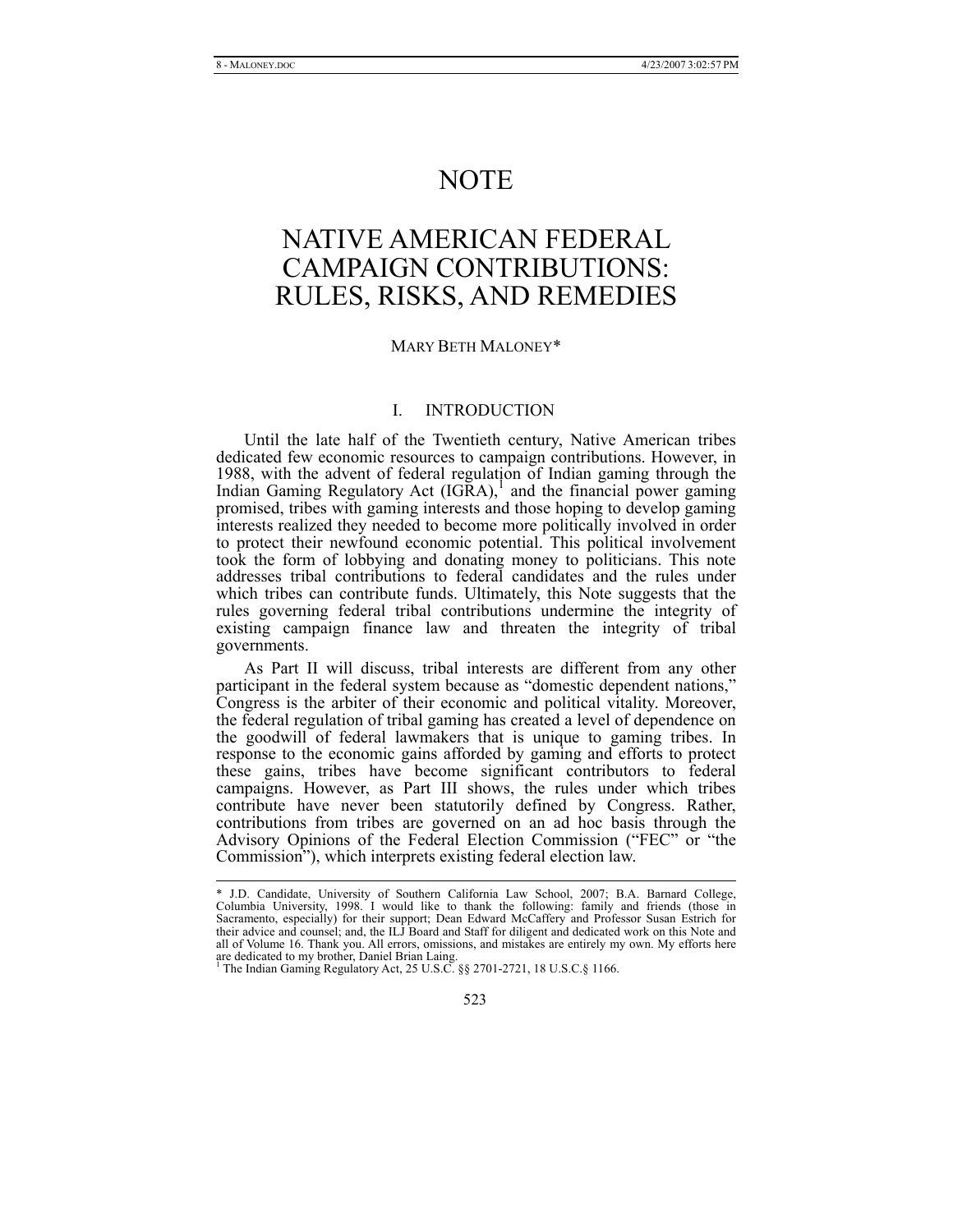# NOTE

# NATIVE AMERICAN FEDERAL CAMPAIGN CONTRIBUTIONS: RULES, RISKS, AND REMEDIES

MARY BETH MALONEY*

## I. INTRODUCTION

Until the late half of the Twentieth century, Native American tribes dedicated few economic resources to campaign contributions. However, in 1988, with the advent of federal regulation of Indian gaming through the Indian Gaming Regulatory Act (IGRA),[1] and the financial power gaming promised, tribes with gaming interests and those hoping to develop gaming interests realized they needed to become more politically involved in order to protect their newfound economic potential. This political involvement took the form of lobbying and donating money to politicians. This note addresses tribal contributions to federal candidates and the rules under which tribes can contribute funds. Ultimately, this Note suggests that the rules governing federal tribal contributions undermine the integrity of existing campaign finance law and threaten the integrity of tribal governments.

As Part II will discuss, tribal interests are different from any other participant in the federal system because as "domestic dependent nations," Congress is the arbiter of their economic and political vitality. Moreover, the federal regulation of tribal gaming has created a level of dependence on the goodwill of federal lawmakers that is unique to gaming tribes. In response to the economic gains afforded by gaming and efforts to protect these gains, tribes have become significant contributors to federal campaigns. However, as Part III shows, the rules under which tribes contribute have never been statutorily defined by Congress. Rather, contributions from tribes are governed on an ad hoc basis through the Advisory Opinions of the Federal Election Commission ("FEC" or "the Commission"), which interprets existing federal election law.

---

\* J.D. Candidate, University of Southern California Law School, 2007; B.A. Barnard College, Columbia University, 1998. I would like to thank the following: family and friends (those in Sacramento, especially) for their support; Dean Edward McCaffery and Professor Susan Estrich for their advice and counsel; and, the ILJ Board and Staff for diligent and dedicated work on this Note and all of Volume 16. Thank you. All errors, omissions, and mistakes are entirely my own. My efforts here are dedicated to my brother, Daniel Brian Laing.

[1] The Indian Gaming Regulatory Act, 25 U.S.C. §§ 2701-2721, 18 U.S.C.§ 1166.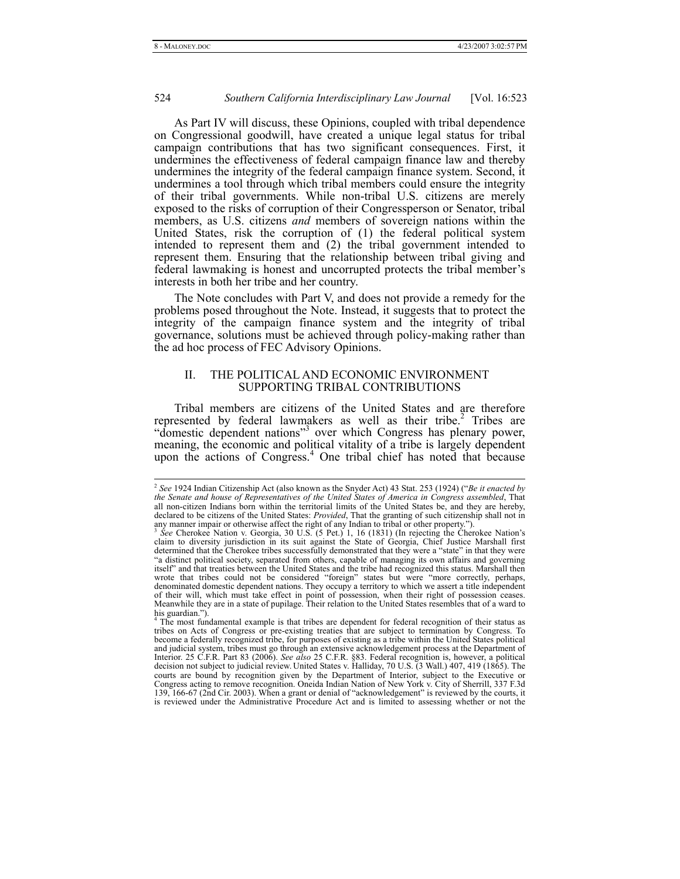As Part IV will discuss, these Opinions, coupled with tribal dependence on Congressional goodwill, have created a unique legal status for tribal campaign contributions that has two significant consequences. First, it undermines the effectiveness of federal campaign finance law and thereby undermines the integrity of the federal campaign finance system. Second, it undermines a tool through which tribal members could ensure the integrity of their tribal governments. While non-tribal U.S. citizens are merely exposed to the risks of corruption of their Congressperson or Senator, tribal members, as U.S. citizens *and* members of sovereign nations within the United States, risk the corruption of (1) the federal political system intended to represent them and (2) the tribal government intended to represent them. Ensuring that the relationship between tribal giving and federal lawmaking is honest and uncorrupted protects the tribal member's interests in both her tribe and her country.

The Note concludes with Part V, and does not provide a remedy for the problems posed throughout the Note. Instead, it suggests that to protect the integrity of the campaign finance system and the integrity of tribal governance, solutions must be achieved through policy-making rather than the ad hoc process of FEC Advisory Opinions.

## II. THE POLITICAL AND ECONOMIC ENVIRONMENT SUPPORTING TRIBAL CONTRIBUTIONS

Tribal members are citizens of the United States and are therefore represented by federal lawmakers as well as their tribe.[2] Tribes are "domestic dependent nations"[3] over which Congress has plenary power, meaning, the economic and political vitality of a tribe is largely dependent upon the actions of Congress.[4] One tribal chief has noted that because

---

[2] *See* 1924 Indian Citizenship Act (also known as the Snyder Act) 43 Stat. 253 (1924) ("*Be it enacted by the Senate and house of Representatives of the United States of America in Congress assembled*, That all non-citizen Indians born within the territorial limits of the United States be, and they are hereby, declared to be citizens of the United States: *Provided*, That the granting of such citizenship shall not in any manner impair or otherwise affect the right of any Indian to tribal or other property.").

[3] *See* Cherokee Nation v. Georgia, 30 U.S. (5 Pet.) 1, 16 (1831) (In rejecting the Cherokee Nation's claim to diversity jurisdiction in its suit against the State of Georgia, Chief Justice Marshall first determined that the Cherokee tribes successfully demonstrated that they were a "state" in that they were "a distinct political society, separated from others, capable of managing its own affairs and governing itself" and that treaties between the United States and the tribe had recognized this status. Marshall then wrote that tribes could not be considered "foreign" states but were "more correctly, perhaps, denominated domestic dependent nations. They occupy a territory to which we assert a title independent of their will, which must take effect in point of possession, when their right of possession ceases. Meanwhile they are in a state of pupilage. Their relation to the United States resembles that of a ward to his guardian.").

[4] The most fundamental example is that tribes are dependent for federal recognition of their status as tribes on Acts of Congress or pre-existing treaties that are subject to termination by Congress. To become a federally recognized tribe, for purposes of existing as a tribe within the United States political and judicial system, tribes must go through an extensive acknowledgement process at the Department of Interior. 25 C.F.R. Part 83 (2006). *See also* 25 C.F.R. §83. Federal recognition is, however, a political decision not subject to judicial review. United States v. Halliday, 70 U.S. (3 Wall.) 407, 419 (1865). The courts are bound by recognition given by the Department of Interior, subject to the Executive or Congress acting to remove recognition. Oneida Indian Nation of New York v. City of Sherrill, 337 F.3d 139, 166-67 (2nd Cir. 2003). When a grant or denial of "acknowledgement" is reviewed by the courts, it is reviewed under the Administrative Procedure Act and is limited to assessing whether or not the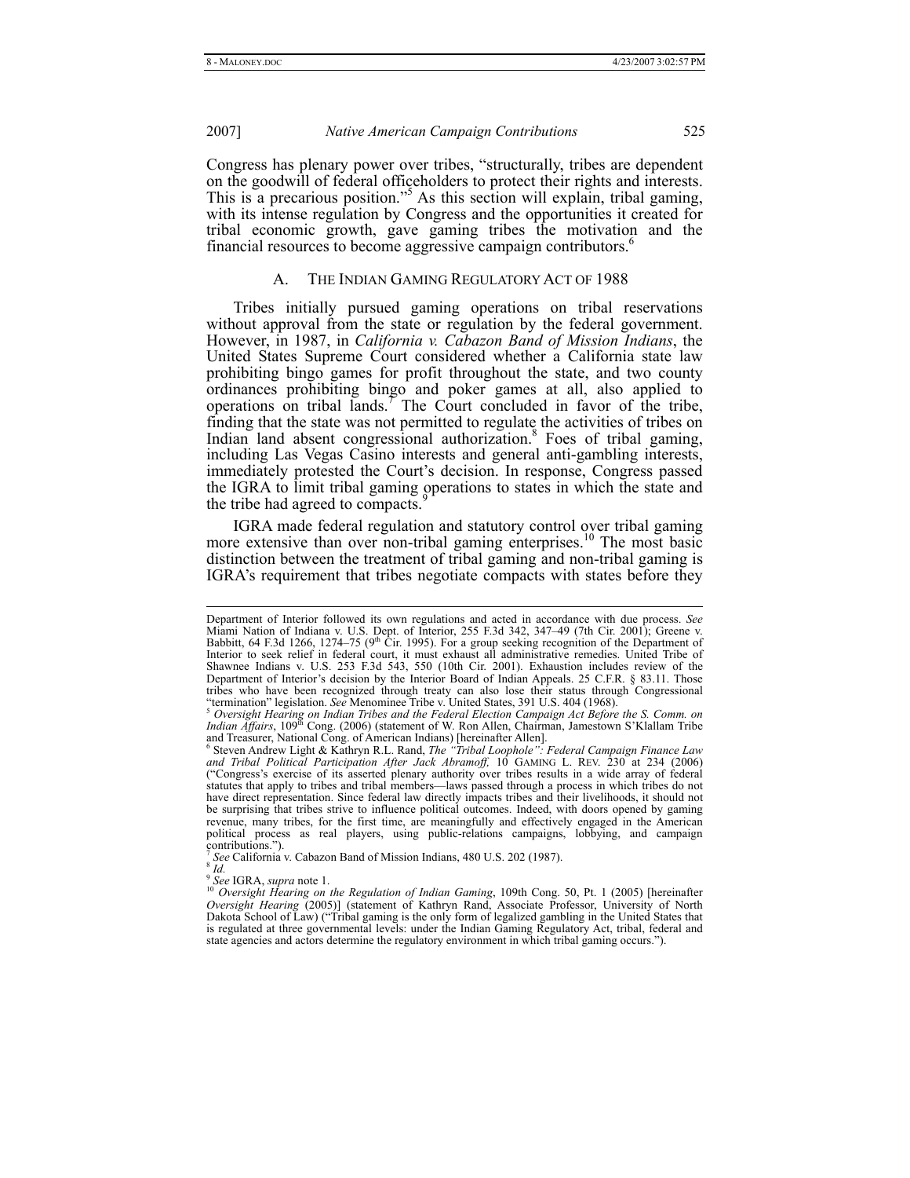Congress has plenary power over tribes, "structurally, tribes are dependent on the goodwill of federal officeholders to protect their rights and interests. This is a precarious position."[5] As this section will explain, tribal gaming, with its intense regulation by Congress and the opportunities it created for tribal economic growth, gave gaming tribes the motivation and the financial resources to become aggressive campaign contributors.[6]

### A. THE INDIAN GAMING REGULATORY ACT OF 1988

Tribes initially pursued gaming operations on tribal reservations without approval from the state or regulation by the federal government. However, in 1987, in *California v. Cabazon Band of Mission Indians*, the United States Supreme Court considered whether a California state law prohibiting bingo games for profit throughout the state, and two county ordinances prohibiting bingo and poker games at all, also applied to operations on tribal lands.[7] The Court concluded in favor of the tribe, finding that the state was not permitted to regulate the activities of tribes on Indian land absent congressional authorization.[8] Foes of tribal gaming, including Las Vegas Casino interests and general anti-gambling interests, immediately protested the Court's decision. In response, Congress passed the IGRA to limit tribal gaming operations to states in which the state and the tribe had agreed to compacts.[9]

IGRA made federal regulation and statutory control over tribal gaming more extensive than over non-tribal gaming enterprises.[10] The most basic distinction between the treatment of tribal gaming and non-tribal gaming is IGRA's requirement that tribes negotiate compacts with states before they

---

Department of Interior followed its own regulations and acted in accordance with due process. *See* Miami Nation of Indiana v. U.S. Dept. of Interior, 255 F.3d 342, 347–49 (7th Cir. 2001); Greene v. Babbitt, 64 F.3d 1266, 1274–75 (9th Cir. 1995). For a group seeking recognition of the Department of Interior to seek relief in federal court, it must exhaust all administrative remedies. United Tribe of Shawnee Indians v. U.S. 253 F.3d 543, 550 (10th Cir. 2001). Exhaustion includes review of the Department of Interior's decision by the Interior Board of Indian Appeals. 25 C.F.R. § 83.11. Those tribes who have been recognized through treaty can also lose their status through Congressional "termination" legislation. *See* Menominee Tribe v. United States, 391 U.S. 404 (1968).

[5] *Oversight Hearing on Indian Tribes and the Federal Election Campaign Act Before the S. Comm. on Indian Affairs*, 109th Cong. (2006) (statement of W. Ron Allen, Chairman, Jamestown S'Klallam Tribe and Treasurer, National Cong. of American Indians) [hereinafter Allen].

[6] Steven Andrew Light & Kathryn R.L. Rand, *The "Tribal Loophole": Federal Campaign Finance Law and Tribal Political Participation After Jack Abramoff,* 10 GAMING L. REV. 230 at 234 (2006) ("Congress's exercise of its asserted plenary authority over tribes results in a wide array of federal statutes that apply to tribes and tribal members—laws passed through a process in which tribes do not have direct representation. Since federal law directly impacts tribes and their livelihoods, it should not be surprising that tribes strive to influence political outcomes. Indeed, with doors opened by gaming revenue, many tribes, for the first time, are meaningfully and effectively engaged in the American political process as real players, using public-relations campaigns, lobbying, and campaign contributions.").

[7] *See* California v. Cabazon Band of Mission Indians, 480 U.S. 202 (1987).

[8] *Id.*

[9] *See* IGRA, *supra* note 1.

[10] *Oversight Hearing on the Regulation of Indian Gaming*, 109th Cong. 50, Pt. 1 (2005) [hereinafter *Oversight Hearing* (2005)] (statement of Kathryn Rand, Associate Professor, University of North Dakota School of Law) ("Tribal gaming is the only form of legalized gambling in the United States that is regulated at three governmental levels: under the Indian Gaming Regulatory Act, tribal, federal and state agencies and actors determine the regulatory environment in which tribal gaming occurs.").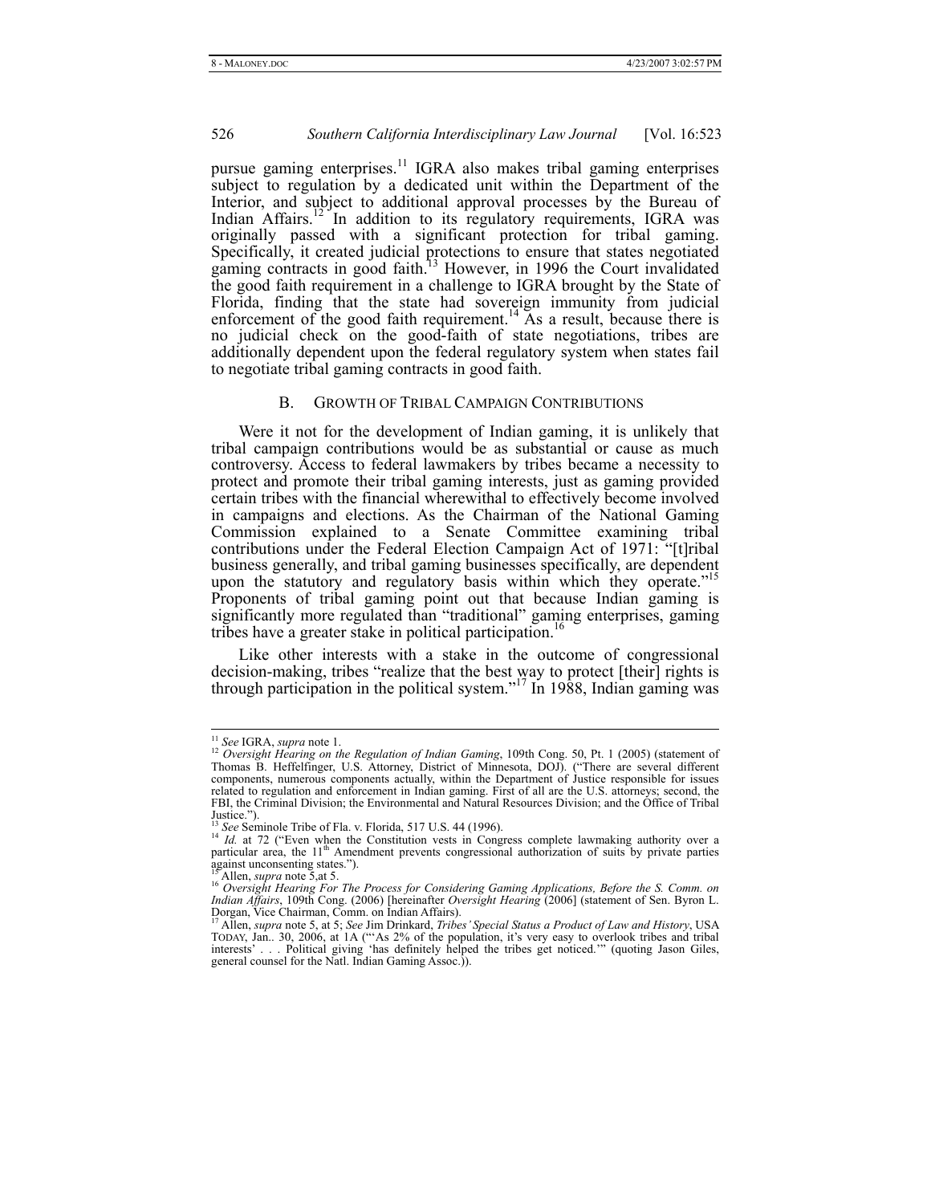pursue gaming enterprises.[11] IGRA also makes tribal gaming enterprises subject to regulation by a dedicated unit within the Department of the Interior, and subject to additional approval processes by the Bureau of Indian Affairs.[12] In addition to its regulatory requirements, IGRA was originally passed with a significant protection for tribal gaming. Specifically, it created judicial protections to ensure that states negotiated gaming contracts in good faith.[13] However, in 1996 the Court invalidated the good faith requirement in a challenge to IGRA brought by the State of Florida, finding that the state had sovereign immunity from judicial enforcement of the good faith requirement.[14] As a result, because there is no judicial check on the good-faith of state negotiations, tribes are additionally dependent upon the federal regulatory system when states fail to negotiate tribal gaming contracts in good faith.

### B. GROWTH OF TRIBAL CAMPAIGN CONTRIBUTIONS

Were it not for the development of Indian gaming, it is unlikely that tribal campaign contributions would be as substantial or cause as much controversy. Access to federal lawmakers by tribes became a necessity to protect and promote their tribal gaming interests, just as gaming provided certain tribes with the financial wherewithal to effectively become involved in campaigns and elections. As the Chairman of the National Gaming Commission explained to a Senate Committee examining tribal contributions under the Federal Election Campaign Act of 1971: "[t]ribal business generally, and tribal gaming businesses specifically, are dependent upon the statutory and regulatory basis within which they operate."[15] Proponents of tribal gaming point out that because Indian gaming is significantly more regulated than "traditional" gaming enterprises, gaming tribes have a greater stake in political participation.[16]

Like other interests with a stake in the outcome of congressional decision-making, tribes "realize that the best way to protect [their] rights is through participation in the political system."[17] In 1988, Indian gaming was

---

[11] *See* IGRA, *supra* note 1.

[12] *Oversight Hearing on the Regulation of Indian Gaming*, 109th Cong. 50, Pt. 1 (2005) (statement of Thomas B. Heffelfinger, U.S. Attorney, District of Minnesota, DOJ). ("There are several different components, numerous components actually, within the Department of Justice responsible for issues related to regulation and enforcement in Indian gaming. First of all are the U.S. attorneys; second, the FBI, the Criminal Division; the Environmental and Natural Resources Division; and the Office of Tribal Justice.").

[13] *See* Seminole Tribe of Fla. v. Florida, 517 U.S. 44 (1996).

[14] *Id.* at 72 ("Even when the Constitution vests in Congress complete lawmaking authority over a particular area, the 11th Amendment prevents congressional authorization of suits by private parties against unconsenting states.").

[15] Allen, *supra* note 5,at 5.

[16] *Oversight Hearing For The Process for Considering Gaming Applications, Before the S. Comm. on Indian Affairs*, 109th Cong. (2006) [hereinafter *Oversight Hearing* (2006)] (statement of Sen. Byron L. Dorgan, Vice Chairman, Comm. on Indian Affairs).

[17] Allen, *supra* note 5, at 5; *See* Jim Drinkard, *Tribes' Special Status a Product of Law and History*, USA TODAY, Jan.. 30, 2006, at 1A ("'As 2% of the population, it's very easy to overlook tribes and tribal interests' . . . Political giving 'has definitely helped the tribes get noticed.'" (quoting Jason Giles, general counsel for the Natl. Indian Gaming Assoc.)).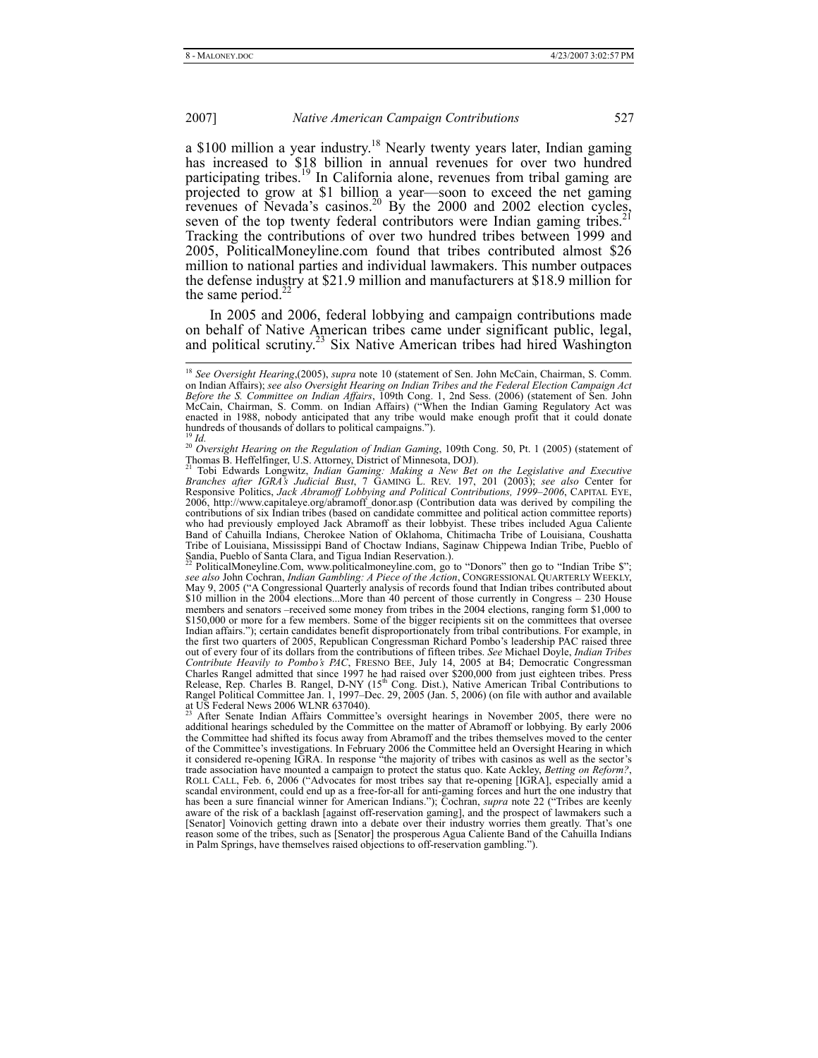a $100 million a year industry.[18] Nearly twenty years later, Indian gaming has increased to $18 billion in annual revenues for over two hundred participating tribes.[19] In California alone, revenues from tribal gaming are projected to grow at $1 billion a year—soon to exceed the net gaming revenues of Nevada's casinos.[20] By the 2000 and 2002 election cycles, seven of the top twenty federal contributors were Indian gaming tribes.[21] Tracking the contributions of over two hundred tribes between 1999 and 2005, PoliticalMoneyline.com found that tribes contributed almost $26 million to national parties and individual lawmakers. This number outpaces the defense industry at $21.9 million and manufacturers at $18.9 million for the same period.[22]

In 2005 and 2006, federal lobbying and campaign contributions made on behalf of Native American tribes came under significant public, legal, and political scrutiny.[23] Six Native American tribes had hired Washington

---

[18] *See Oversight Hearing*,(2005), *supra* note 10 (statement of Sen. John McCain, Chairman, S. Comm. on Indian Affairs); *see also Oversight Hearing on Indian Tribes and the Federal Election Campaign Act Before the S. Committee on Indian Affairs*, 109th Cong. 1, 2nd Sess. (2006) (statement of Sen. John McCain, Chairman, S. Comm. on Indian Affairs) ("When the Indian Gaming Regulatory Act was enacted in 1988, nobody anticipated that any tribe would make enough profit that it could donate hundreds of thousands of dollars to political campaigns.").

[19] *Id.*

[20] *Oversight Hearing on the Regulation of Indian Gaming*, 109th Cong. 50, Pt. 1 (2005) (statement of Thomas B. Heffelfinger, U.S. Attorney, District of Minnesota, DOJ).

[21] Tobi Edwards Longwitz, *Indian Gaming: Making a New Bet on the Legislative and Executive Branches after IGRA's Judicial Bust*, 7 GAMING L. REV. 197, 201 (2003); *see also* Center for Responsive Politics, *Jack Abramoff Lobbying and Political Contributions, 1999–2006*, CAPITAL EYE, 2006, http://www.capitaleye.org/abramoff_donor.asp (Contribution data was derived by compiling the contributions of six Indian tribes (based on candidate committee and political action committee reports) who had previously employed Jack Abramoff as their lobbyist. These tribes included Agua Caliente Band of Cahuilla Indians, Cherokee Nation of Oklahoma, Chitimacha Tribe of Louisiana, Coushatta Tribe of Louisiana, Mississippi Band of Choctaw Indians, Saginaw Chippewa Indian Tribe, Pueblo of Sandia, Pueblo of Santa Clara, and Tigua Indian Reservation.).

[22] PoliticalMoneyline.Com, www.politicalmoneyline.com, go to "Donors" then go to "Indian Tribe $"; *see also* John Cochran, *Indian Gambling: A Piece of the Action*, CONGRESSIONAL QUARTERLY WEEKLY, May 9, 2005 ("A Congressional Quarterly analysis of records found that Indian tribes contributed about $10 million in the 2004 elections...More than 40 percent of those currently in Congress – 230 House members and senators –received some money from tribes in the 2004 elections, ranging form $1,000 to $150,000 or more for a few members. Some of the bigger recipients sit on the committees that oversee Indian affairs."); certain candidates benefit disproportionately from tribal contributions. For example, in the first two quarters of 2005, Republican Congressman Richard Pombo's leadership PAC raised three out of every four of its dollars from the contributions of fifteen tribes. *See* Michael Doyle, *Indian Tribes Contribute Heavily to Pombo's PAC*, FRESNO BEE, July 14, 2005 at B4; Democratic Congressman Charles Rangel admitted that since 1997 he had raised over $200,000 from just eighteen tribes. Press Release, Rep. Charles B. Rangel, D-NY (15th Cong. Dist.), Native American Tribal Contributions to Rangel Political Committee Jan. 1, 1997–Dec. 29, 2005 (Jan. 5, 2006) (on file with author and available at US Federal News 2006 WLNR 637040).

[23] After Senate Indian Affairs Committee's oversight hearings in November 2005, there were no additional hearings scheduled by the Committee on the matter of Abramoff or lobbying. By early 2006 the Committee had shifted its focus away from Abramoff and the tribes themselves moved to the center of the Committee's investigations. In February 2006 the Committee held an Oversight Hearing in which it considered re-opening IGRA. In response "the majority of tribes with casinos as well as the sector's trade association have mounted a campaign to protect the status quo. Kate Ackley, *Betting on Reform?*, ROLL CALL, Feb. 6, 2006 ("Advocates for most tribes say that re-opening [IGRA], especially amid a scandal environment, could end up as a free-for-all for anti-gaming forces and hurt the one industry that has been a sure financial winner for American Indians."); Cochran, *supra* note 22 ("Tribes are keenly aware of the risk of a backlash [against off-reservation gaming], and the prospect of lawmakers such a [Senator] Voinovich getting drawn into a debate over their industry worries them greatly. That's one reason some of the tribes, such as [Senator] the prosperous Agua Caliente Band of the Cahuilla Indians in Palm Springs, have themselves raised objections to off-reservation gambling.").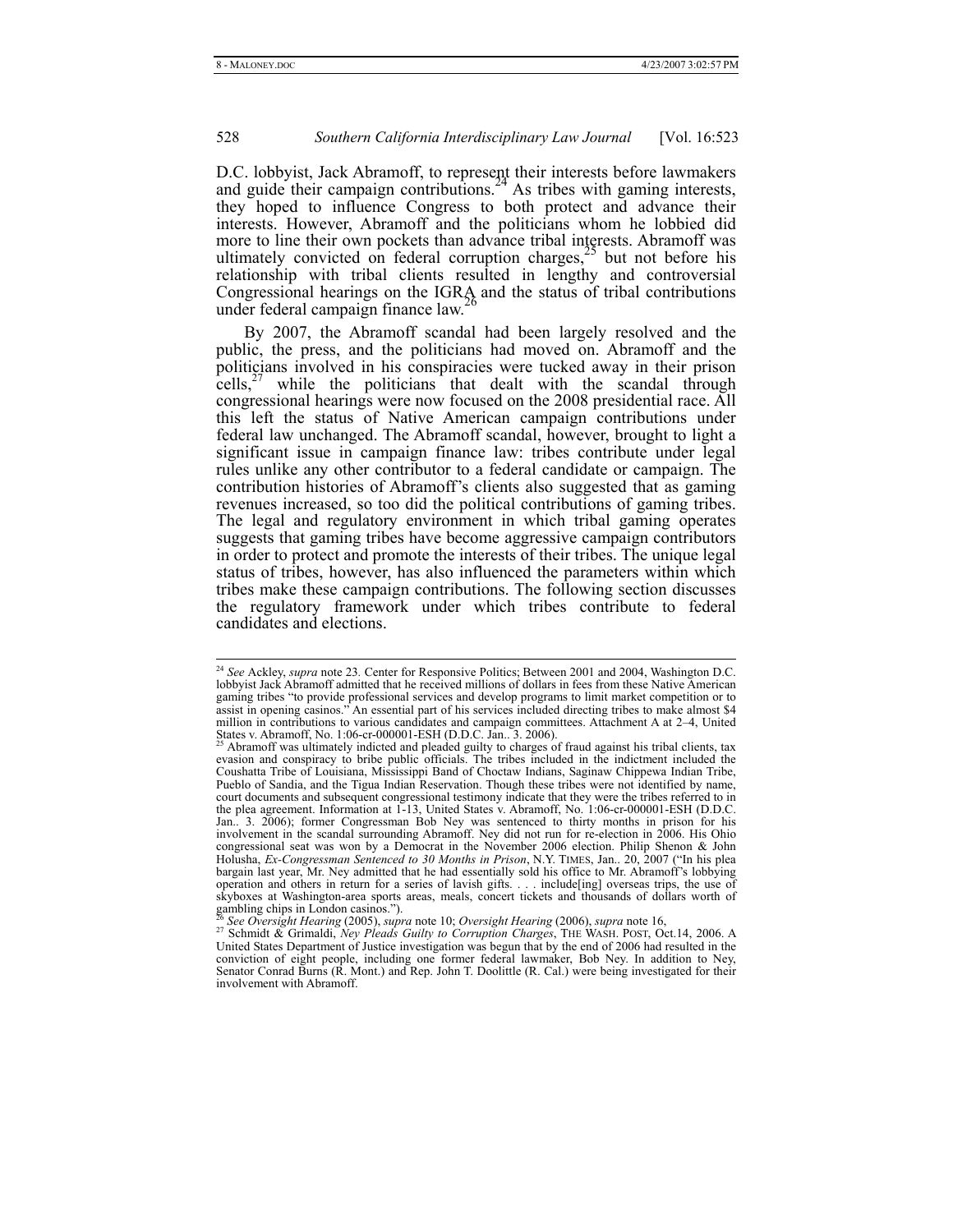D.C. lobbyist, Jack Abramoff, to represent their interests before lawmakers and guide their campaign contributions.[24] As tribes with gaming interests, they hoped to influence Congress to both protect and advance their interests. However, Abramoff and the politicians whom he lobbied did more to line their own pockets than advance tribal interests. Abramoff was ultimately convicted on federal corruption charges,[25] but not before his relationship with tribal clients resulted in lengthy and controversial Congressional hearings on the IGRA and the status of tribal contributions under federal campaign finance law.[26]

By 2007, the Abramoff scandal had been largely resolved and the public, the press, and the politicians had moved on. Abramoff and the politicians involved in his conspiracies were tucked away in their prison cells,[27] while the politicians that dealt with the scandal through congressional hearings were now focused on the 2008 presidential race. All this left the status of Native American campaign contributions under federal law unchanged. The Abramoff scandal, however, brought to light a significant issue in campaign finance law: tribes contribute under legal rules unlike any other contributor to a federal candidate or campaign. The contribution histories of Abramoff's clients also suggested that as gaming revenues increased, so too did the political contributions of gaming tribes. The legal and regulatory environment in which tribal gaming operates suggests that gaming tribes have become aggressive campaign contributors in order to protect and promote the interests of their tribes. The unique legal status of tribes, however, has also influenced the parameters within which tribes make these campaign contributions. The following section discusses the regulatory framework under which tribes contribute to federal candidates and elections.

---

[24] *See* Ackley, *supra* note 23. Center for Responsive Politics; Between 2001 and 2004, Washington D.C. lobbyist Jack Abramoff admitted that he received millions of dollars in fees from these Native American gaming tribes "to provide professional services and develop programs to limit market competition or to assist in opening casinos." An essential part of his services included directing tribes to make almost $4 million in contributions to various candidates and campaign committees. Attachment A at 2–4, United States v. Abramoff, No. 1:06-cr-000001-ESH (D.D.C. Jan.. 3. 2006).

[25] Abramoff was ultimately indicted and pleaded guilty to charges of fraud against his tribal clients, tax evasion and conspiracy to bribe public officials. The tribes included in the indictment included the Coushatta Tribe of Louisiana, Mississippi Band of Choctaw Indians, Saginaw Chippewa Indian Tribe, Pueblo of Sandia, and the Tigua Indian Reservation. Though these tribes were not identified by name, court documents and subsequent congressional testimony indicate that they were the tribes referred to in the plea agreement. Information at 1-13, United States v. Abramoff, No. 1:06-cr-000001-ESH (D.D.C. Jan.. 3. 2006); former Congressman Bob Ney was sentenced to thirty months in prison for his involvement in the scandal surrounding Abramoff. Ney did not run for re-election in 2006. His Ohio congressional seat was won by a Democrat in the November 2006 election. Philip Shenon & John Holusha, *Ex-Congressman Sentenced to 30 Months in Prison*, N.Y. TIMES, Jan.. 20, 2007 ("In his plea bargain last year, Mr. Ney admitted that he had essentially sold his office to Mr. Abramoff's lobbying operation and others in return for a series of lavish gifts. . . . include[ing] overseas trips, the use of skyboxes at Washington-area sports areas, meals, concert tickets and thousands of dollars worth of gambling chips in London casinos.").

[26] *See Oversight Hearing* (2005), *supra* note 10; *Oversight Hearing* (2006), *supra* note 16,

[27] Schmidt & Grimaldi, *Ney Pleads Guilty to Corruption Charges*, THE WASH. POST, Oct.14, 2006. A United States Department of Justice investigation was begun that by the end of 2006 had resulted in the conviction of eight people, including one former federal lawmaker, Bob Ney. In addition to Ney, Senator Conrad Burns (R. Mont.) and Rep. John T. Doolittle (R. Cal.) were being investigated for their involvement with Abramoff.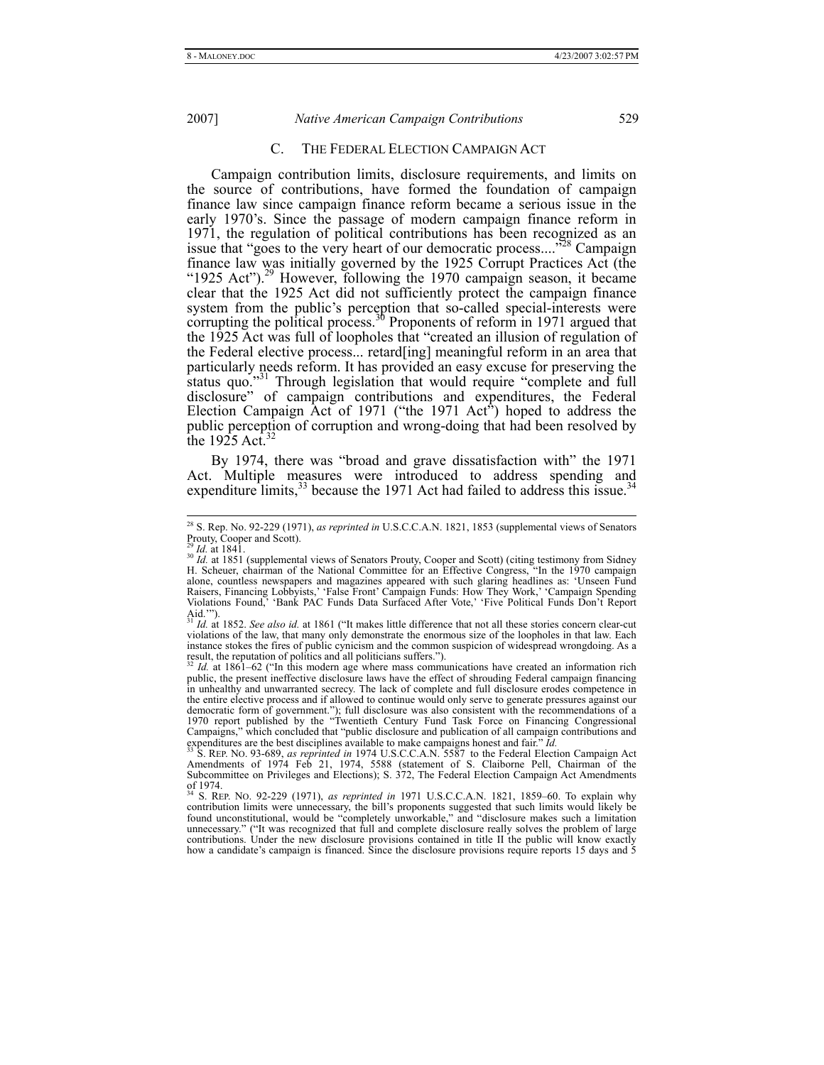### C. THE FEDERAL ELECTION CAMPAIGN ACT

Campaign contribution limits, disclosure requirements, and limits on the source of contributions, have formed the foundation of campaign finance law since campaign finance reform became a serious issue in the early 1970's. Since the passage of modern campaign finance reform in 1971, the regulation of political contributions has been recognized as an issue that "goes to the very heart of our democratic process...."[28] Campaign finance law was initially governed by the 1925 Corrupt Practices Act (the "1925 Act").[29] However, following the 1970 campaign season, it became clear that the 1925 Act did not sufficiently protect the campaign finance system from the public's perception that so-called special-interests were corrupting the political process.[30] Proponents of reform in 1971 argued that the 1925 Act was full of loopholes that "created an illusion of regulation of the Federal elective process... retard[ing] meaningful reform in an area that particularly needs reform. It has provided an easy excuse for preserving the status quo."[31] Through legislation that would require "complete and full disclosure" of campaign contributions and expenditures, the Federal Election Campaign Act of 1971 ("the 1971 Act") hoped to address the public perception of corruption and wrong-doing that had been resolved by the 1925 Act.[32]

By 1974, there was "broad and grave dissatisfaction with" the 1971 Act. Multiple measures were introduced to address spending and expenditure limits,[33] because the 1971 Act had failed to address this issue.[34]

---

[28] S. Rep. No. 92-229 (1971), *as reprinted in* U.S.C.C.A.N. 1821, 1853 (supplemental views of Senators Prouty, Cooper and Scott).

[29] *Id.* at 1841.

[30] *Id.* at 1851 (supplemental views of Senators Prouty, Cooper and Scott) (citing testimony from Sidney H. Scheuer, chairman of the National Committee for an Effective Congress, "In the 1970 campaign alone, countless newspapers and magazines appeared with such glaring headlines as: 'Unseen Fund Raisers, Financing Lobbyists,' 'False Front' Campaign Funds: How They Work,' 'Campaign Spending Violations Found,' 'Bank PAC Funds Data Surfaced After Vote,' 'Five Political Funds Don't Report Aid.'").

[31] *Id.* at 1852. *See also id.* at 1861 ("It makes little difference that not all these stories concern clear-cut violations of the law, that many only demonstrate the enormous size of the loopholes in that law. Each instance stokes the fires of public cynicism and the common suspicion of widespread wrongdoing. As a result, the reputation of politics and all politicians suffers.").

[32] *Id.* at 1861–62 ("In this modern age where mass communications have created an information rich public, the present ineffective disclosure laws have the effect of shrouding Federal campaign financing in unhealthy and unwarranted secrecy. The lack of complete and full disclosure erodes competence in the entire elective process and if allowed to continue would only serve to generate pressures against our democratic form of government."); full disclosure was also consistent with the recommendations of a 1970 report published by the "Twentieth Century Fund Task Force on Financing Congressional Campaigns," which concluded that "public disclosure and publication of all campaign contributions and expenditures are the best disciplines available to make campaigns honest and fair." *Id.*

[33] S. REP. NO. 93-689, *as reprinted in* 1974 U.S.C.C.A.N. 5587 to the Federal Election Campaign Act Amendments of 1974 Feb 21, 1974, 5588 (statement of S. Claiborne Pell, Chairman of the Subcommittee on Privileges and Elections); S. 372, The Federal Election Campaign Act Amendments of 1974.

[34] S. REP. NO. 92-229 (1971), *as reprinted in* 1971 U.S.C.C.A.N. 1821, 1859–60. To explain why contribution limits were unnecessary, the bill's proponents suggested that such limits would likely be found unconstitutional, would be "completely unworkable," and "disclosure makes such a limitation unnecessary." ("It was recognized that full and complete disclosure really solves the problem of large contributions. Under the new disclosure provisions contained in title II the public will know exactly how a candidate's campaign is financed. Since the disclosure provisions require reports 15 days and 5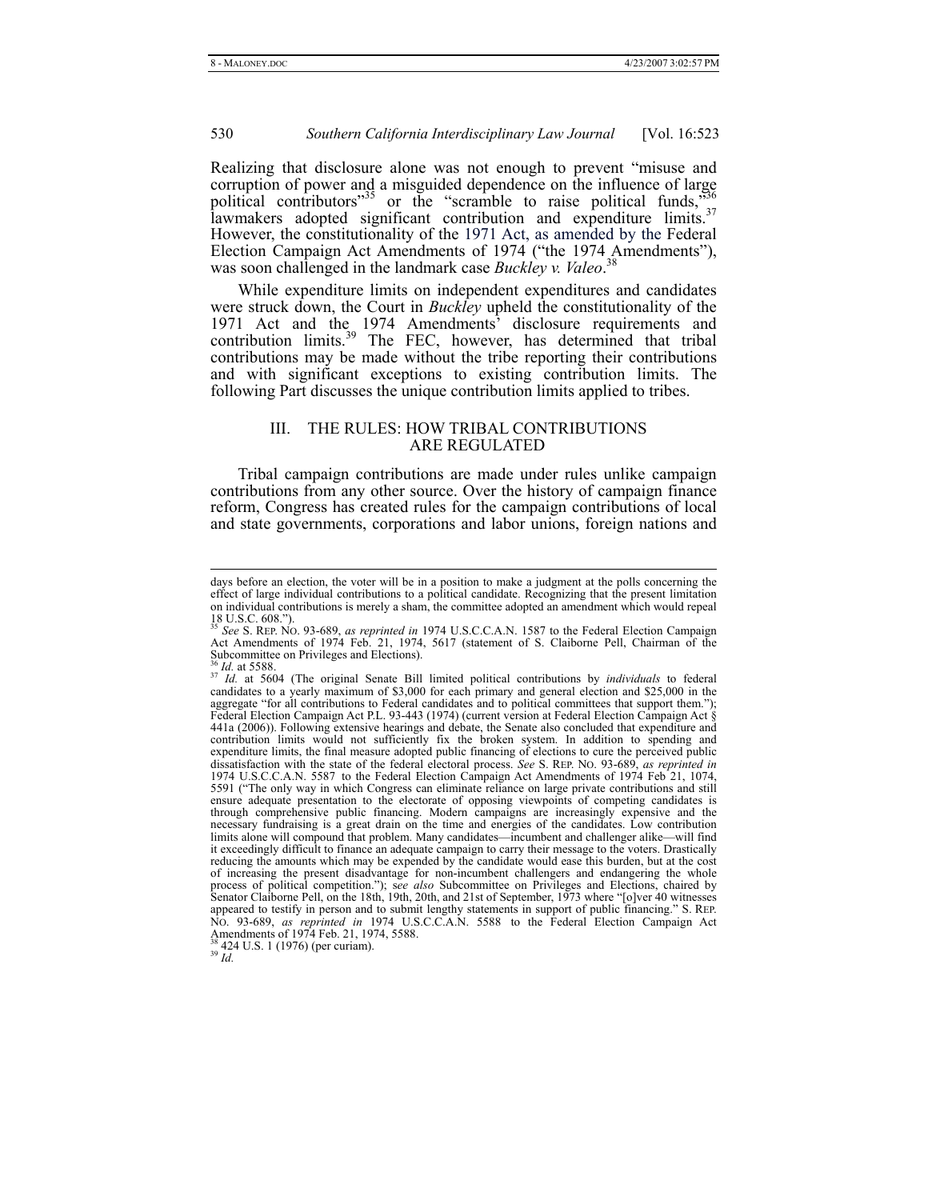Realizing that disclosure alone was not enough to prevent "misuse and corruption of power and a misguided dependence on the influence of large political contributors"[35] or the "scramble to raise political funds,"[36] lawmakers adopted significant contribution and expenditure limits.[37] However, the constitutionality of the 1971 Act, as amended by the Federal Election Campaign Act Amendments of 1974 ("the 1974 Amendments"), was soon challenged in the landmark case *Buckley v. Valeo*.[38]

While expenditure limits on independent expenditures and candidates were struck down, the Court in *Buckley* upheld the constitutionality of the 1971 Act and the 1974 Amendments' disclosure requirements and contribution limits.[39] The FEC, however, has determined that tribal contributions may be made without the tribe reporting their contributions and with significant exceptions to existing contribution limits. The following Part discusses the unique contribution limits applied to tribes.

## III. THE RULES: HOW TRIBAL CONTRIBUTIONS ARE REGULATED

Tribal campaign contributions are made under rules unlike campaign contributions from any other source. Over the history of campaign finance reform, Congress has created rules for the campaign contributions of local and state governments, corporations and labor unions, foreign nations and

---

days before an election, the voter will be in a position to make a judgment at the polls concerning the effect of large individual contributions to a political candidate. Recognizing that the present limitation on individual contributions is merely a sham, the committee adopted an amendment which would repeal 18 U.S.C. 608.").

[35] *See* S. REP. NO. 93-689, *as reprinted in* 1974 U.S.C.C.A.N. 1587 to the Federal Election Campaign Act Amendments of 1974 Feb. 21, 1974, 5617 (statement of S. Claiborne Pell, Chairman of the Subcommittee on Privileges and Elections).

[36] *Id.* at 5588.

[37] *Id.* at 5604 (The original Senate Bill limited political contributions by *individuals* to federal candidates to a yearly maximum of $3,000 for each primary and general election and $25,000 in the aggregate "for all contributions to Federal candidates and to political committees that support them."); Federal Election Campaign Act P.L. 93-443 (1974) (current version at Federal Election Campaign Act § 441a (2006)). Following extensive hearings and debate, the Senate also concluded that expenditure and contribution limits would not sufficiently fix the broken system. In addition to spending and expenditure limits, the final measure adopted public financing of elections to cure the perceived public dissatisfaction with the state of the federal electoral process. *See* S. REP. NO. 93-689, *as reprinted in* 1974 U.S.C.C.A.N. 5587 to the Federal Election Campaign Act Amendments of 1974 Feb 21, 1074, 5591 ("The only way in which Congress can eliminate reliance on large private contributions and still ensure adequate presentation to the electorate of opposing viewpoints of competing candidates is through comprehensive public financing. Modern campaigns are increasingly expensive and the necessary fundraising is a great drain on the time and energies of the candidates. Low contribution limits alone will compound that problem. Many candidates—incumbent and challenger alike—will find it exceedingly difficult to finance an adequate campaign to carry their message to the voters. Drastically reducing the amounts which may be expended by the candidate would ease this burden, but at the cost of increasing the present disadvantage for non-incumbent challengers and endangering the whole process of political competition."); s*ee also* Subcommittee on Privileges and Elections, chaired by Senator Claiborne Pell, on the 18th, 19th, 20th, and 21st of September, 1973 where "[o]ver 40 witnesses appeared to testify in person and to submit lengthy statements in support of public financing." S. REP. NO. 93-689, *as reprinted in* 1974 U.S.C.C.A.N. 5588 to the Federal Election Campaign Act Amendments of 1974 Feb. 21, 1974, 5588.

[38] 424 U.S. 1 (1976) (per curiam).

[39] *Id.*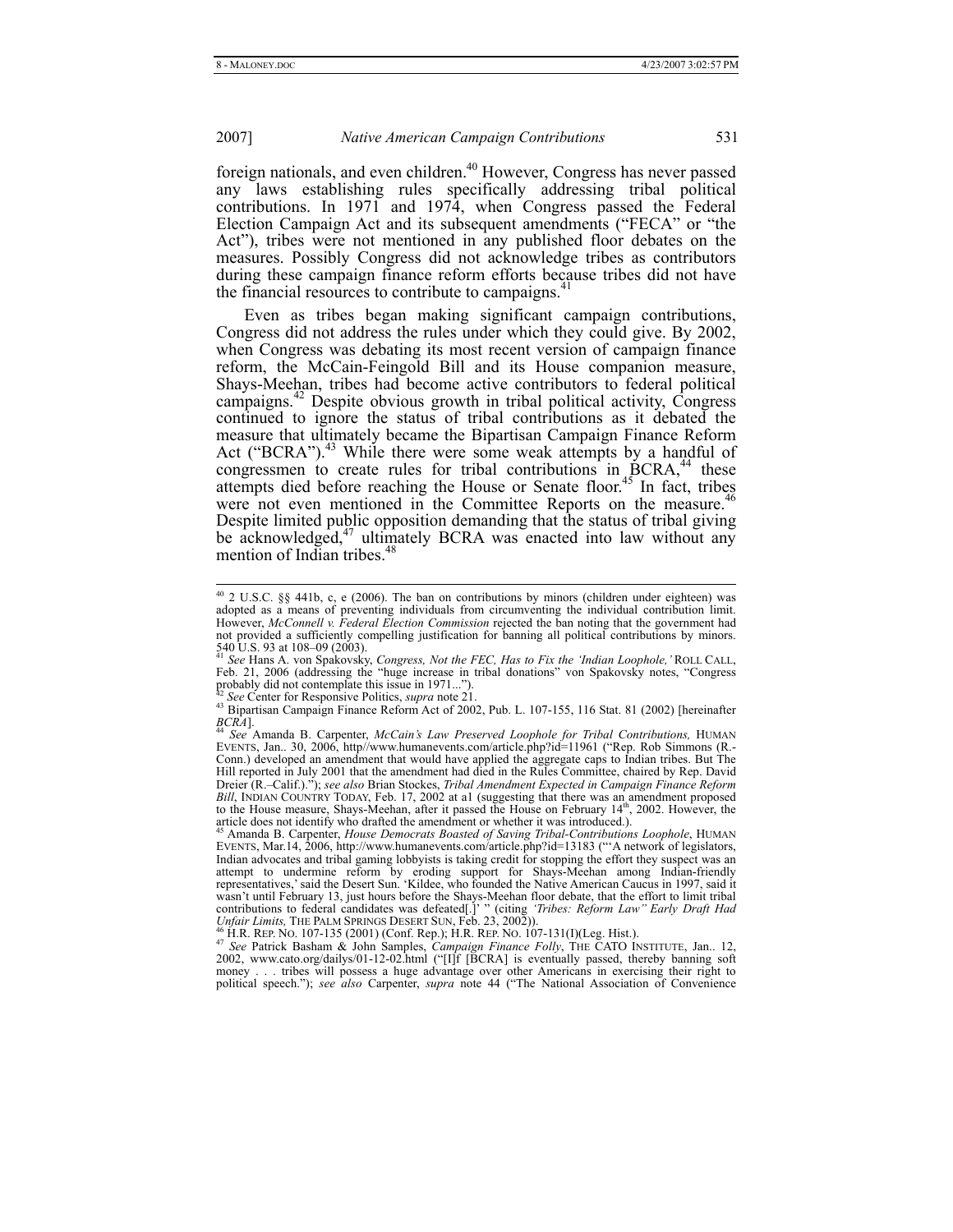foreign nationals, and even children.[40] However, Congress has never passed any laws establishing rules specifically addressing tribal political contributions. In 1971 and 1974, when Congress passed the Federal Election Campaign Act and its subsequent amendments ("FECA" or "the Act"), tribes were not mentioned in any published floor debates on the measures. Possibly Congress did not acknowledge tribes as contributors during these campaign finance reform efforts because tribes did not have the financial resources to contribute to campaigns.[41]

Even as tribes began making significant campaign contributions, Congress did not address the rules under which they could give. By 2002, when Congress was debating its most recent version of campaign finance reform, the McCain-Feingold Bill and its House companion measure, Shays-Meehan, tribes had become active contributors to federal political campaigns.[42] Despite obvious growth in tribal political activity, Congress continued to ignore the status of tribal contributions as it debated the measure that ultimately became the Bipartisan Campaign Finance Reform Act ("BCRA").[43] While there were some weak attempts by a handful of congressmen to create rules for tribal contributions in BCRA,[44] these attempts died before reaching the House or Senate floor.[45] In fact, tribes were not even mentioned in the Committee Reports on the measure.[46] Despite limited public opposition demanding that the status of tribal giving be acknowledged,[47] ultimately BCRA was enacted into law without any mention of Indian tribes.[48]

---

[40] 2 U.S.C. §§ 441b, c, e (2006). The ban on contributions by minors (children under eighteen) was adopted as a means of preventing individuals from circumventing the individual contribution limit. However, *McConnell v. Federal Election Commission* rejected the ban noting that the government had not provided a sufficiently compelling justification for banning all political contributions by minors. 540 U.S. 93 at 108–09 (2003).

[41] *See* Hans A. von Spakovsky, *Congress, Not the FEC, Has to Fix the 'Indian Loophole,'* ROLL CALL, Feb. 21, 2006 (addressing the "huge increase in tribal donations" von Spakovsky notes, "Congress probably did not contemplate this issue in 1971...").

[42] *See* Center for Responsive Politics, *supra* note 21.

[43] Bipartisan Campaign Finance Reform Act of 2002, Pub. L. 107-155, 116 Stat. 81 (2002) [hereinafter *BCRA*].

[44] *See* Amanda B. Carpenter, *McCain's Law Preserved Loophole for Tribal Contributions,* HUMAN EVENTS, Jan.. 30, 2006, http//www.humanevents.com/article.php?id=11961 ("Rep. Rob Simmons (R.-Conn.) developed an amendment that would have applied the aggregate caps to Indian tribes. But The Hill reported in July 2001 that the amendment had died in the Rules Committee, chaired by Rep. David Dreier (R.–Calif.)."); *see also* Brian Stockes, *Tribal Amendment Expected in Campaign Finance Reform Bill*, INDIAN COUNTRY TODAY, Feb. 17, 2002 at a1 (suggesting that there was an amendment proposed to the House measure, Shays-Meehan, after it passed the House on February 14th, 2002. However, the article does not identify who drafted the amendment or whether it was introduced.).

[45] Amanda B. Carpenter, *House Democrats Boasted of Saving Tribal-Contributions Loophole*, HUMAN EVENTS, Mar.14, 2006, http://www.humanevents.com/article.php?id=13183 ("'A network of legislators, Indian advocates and tribal gaming lobbyists is taking credit for stopping the effort they suspect was an attempt to undermine reform by eroding support for Shays-Meehan among Indian-friendly representatives,' said the Desert Sun. 'Kildee, who founded the Native American Caucus in 1997, said it wasn't until February 13, just hours before the Shays-Meehan floor debate, that the effort to limit tribal contributions to federal candidates was defeated[.]' " (citing *'Tribes: Reform Law" Early Draft Had Unfair Limits,* THE PALM SPRINGS DESERT SUN, Feb. 23, 2002)).

[46] H.R. REP. NO. 107-135 (2001) (Conf. Rep.); H.R. REP. NO. 107-131(I)(Leg. Hist.).

[47] *See* Patrick Basham & John Samples, *Campaign Finance Folly*, THE CATO INSTITUTE, Jan.. 12, 2002, www.cato.org/dailys/01-12-02.html ("[I]f [BCRA] is eventually passed, thereby banning soft money . . . tribes will possess a huge advantage over other Americans in exercising their right to political speech."); *see also* Carpenter, *supra* note 44 ("The National Association of Convenience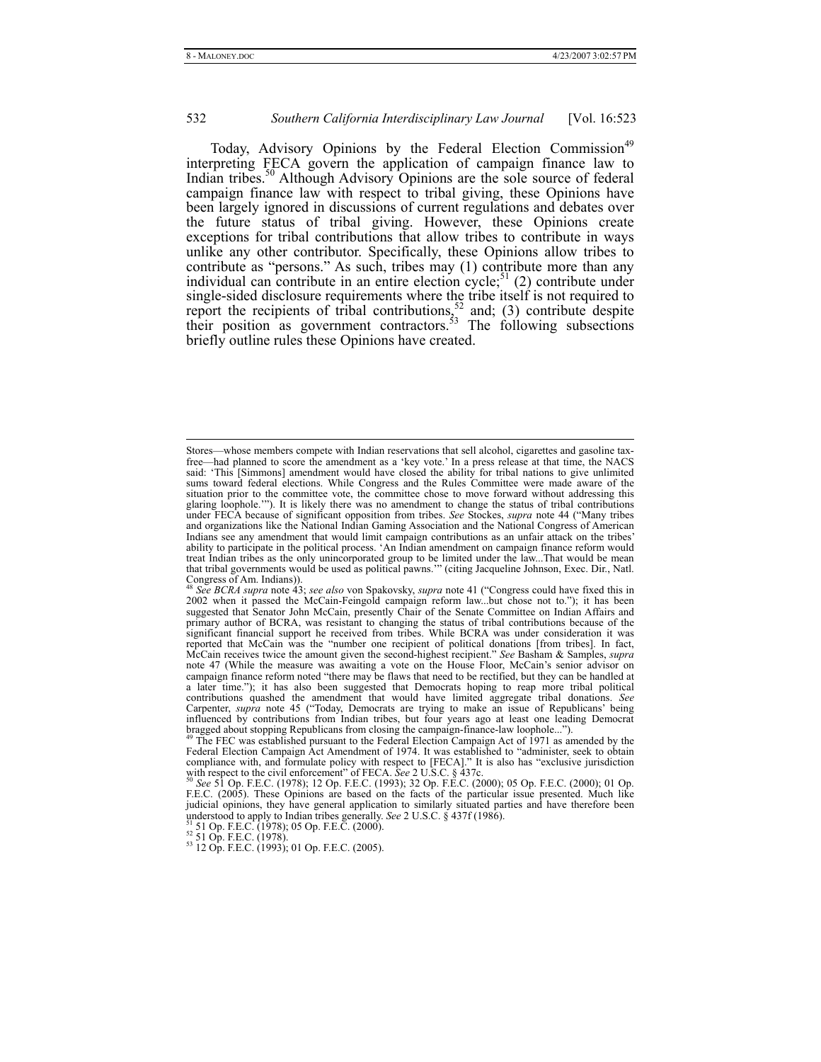Today, Advisory Opinions by the Federal Election Commission[49] interpreting FECA govern the application of campaign finance law to Indian tribes.[50] Although Advisory Opinions are the sole source of federal campaign finance law with respect to tribal giving, these Opinions have been largely ignored in discussions of current regulations and debates over the future status of tribal giving. However, these Opinions create exceptions for tribal contributions that allow tribes to contribute in ways unlike any other contributor. Specifically, these Opinions allow tribes to contribute as "persons." As such, tribes may (1) contribute more than any individual can contribute in an entire election cycle;[51] (2) contribute under single-sided disclosure requirements where the tribe itself is not required to report the recipients of tribal contributions,[52] and; (3) contribute despite their position as government contractors.[53] The following subsections briefly outline rules these Opinions have created.

---

Stores—whose members compete with Indian reservations that sell alcohol, cigarettes and gasoline tax-free—had planned to score the amendment as a 'key vote.' In a press release at that time, the NACS said: 'This [Simmons] amendment would have closed the ability for tribal nations to give unlimited sums toward federal elections. While Congress and the Rules Committee were made aware of the situation prior to the committee vote, the committee chose to move forward without addressing this glaring loophole.'"). It is likely there was no amendment to change the status of tribal contributions under FECA because of significant opposition from tribes. *See* Stockes, *supra* note 44 ("Many tribes and organizations like the National Indian Gaming Association and the National Congress of American Indians see any amendment that would limit campaign contributions as an unfair attack on the tribes' ability to participate in the political process. 'An Indian amendment on campaign finance reform would treat Indian tribes as the only unincorporated group to be limited under the law...That would be mean that tribal governments would be used as political pawns.'" (citing Jacqueline Johnson, Exec. Dir., Natl. Congress of Am. Indians)).

[48] *See BCRA supra* note 43; *see also* von Spakovsky, *supra* note 41 ("Congress could have fixed this in 2002 when it passed the McCain-Feingold campaign reform law...but chose not to."); it has been suggested that Senator John McCain, presently Chair of the Senate Committee on Indian Affairs and primary author of BCRA, was resistant to changing the status of tribal contributions because of the significant financial support he received from tribes. While BCRA was under consideration it was reported that McCain was the "number one recipient of political donations [from tribes]. In fact, McCain receives twice the amount given the second-highest recipient." *See* Basham & Samples, *supra* note 47 (While the measure was awaiting a vote on the House Floor, McCain's senior advisor on campaign finance reform noted "there may be flaws that need to be rectified, but they can be handled at a later time."); it has also been suggested that Democrats hoping to reap more tribal political contributions quashed the amendment that would have limited aggregate tribal donations. *See* Carpenter, *supra* note 45 ("Today, Democrats are trying to make an issue of Republicans' being influenced by contributions from Indian tribes, but four years ago at least one leading Democrat bragged about stopping Republicans from closing the campaign-finance-law loophole...").

[49] The FEC was established pursuant to the Federal Election Campaign Act of 1971 as amended by the Federal Election Campaign Act Amendment of 1974. It was established to "administer, seek to obtain compliance with, and formulate policy with respect to [FECA]." It is also has "exclusive jurisdiction with respect to the civil enforcement" of FECA. *See* 2 U.S.C. § 437c.

[50] *See* 51 Op. F.E.C. (1978); 12 Op. F.E.C. (1993); 32 Op. F.E.C. (2000); 05 Op. F.E.C. (2000); 01 Op. F.E.C. (2005). These Opinions are based on the facts of the particular issue presented. Much like judicial opinions, they have general application to similarly situated parties and have therefore been understood to apply to Indian tribes generally. *See* 2 U.S.C. § 437f (1986).

[51] 51 Op. F.E.C. (1978); 05 Op. F.E.C. (2000).

[52] 51 Op. F.E.C. (1978).

[53] 12 Op. F.E.C. (1993); 01 Op. F.E.C. (2005).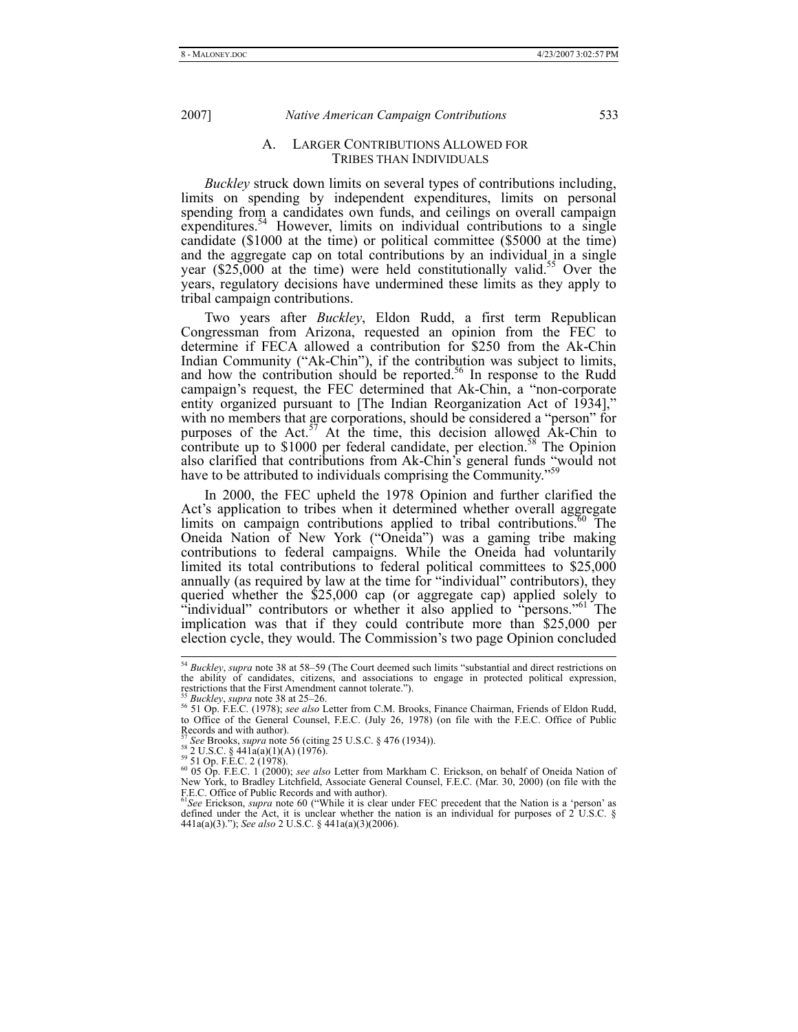### A. Larger Contributions Allowed for Tribes than Individuals

*Buckley* struck down limits on several types of contributions including, limits on spending by independent expenditures, limits on personal spending from a candidates own funds, and ceilings on overall campaign expenditures.[54] However, limits on individual contributions to a single candidate ($1000 at the time) or political committee ($5000 at the time) and the aggregate cap on total contributions by an individual in a single year ($25,000 at the time) were held constitutionally valid.[55] Over the years, regulatory decisions have undermined these limits as they apply to tribal campaign contributions.

Two years after *Buckley*, Eldon Rudd, a first term Republican Congressman from Arizona, requested an opinion from the FEC to determine if FECA allowed a contribution for $250 from the Ak-Chin Indian Community ("Ak-Chin"), if the contribution was subject to limits, and how the contribution should be reported.[56] In response to the Rudd campaign's request, the FEC determined that Ak-Chin, a "non-corporate entity organized pursuant to [The Indian Reorganization Act of 1934]," with no members that are corporations, should be considered a "person" for purposes of the Act.[57] At the time, this decision allowed Ak-Chin to contribute up to $1000 per federal candidate, per election.[58] The Opinion also clarified that contributions from Ak-Chin's general funds "would not have to be attributed to individuals comprising the Community."[59]

In 2000, the FEC upheld the 1978 Opinion and further clarified the Act's application to tribes when it determined whether overall aggregate limits on campaign contributions applied to tribal contributions.[60] The Oneida Nation of New York ("Oneida") was a gaming tribe making contributions to federal campaigns. While the Oneida had voluntarily limited its total contributions to federal political committees to $25,000 annually (as required by law at the time for "individual" contributors), they queried whether the $25,000 cap (or aggregate cap) applied solely to "individual" contributors or whether it also applied to "persons."[61] The implication was that if they could contribute more than $25,000 per election cycle, they would. The Commission's two page Opinion concluded

---

[54] *Buckley*, *supra* note 38 at 58–59 (The Court deemed such limits "substantial and direct restrictions on the ability of candidates, citizens, and associations to engage in protected political expression, restrictions that the First Amendment cannot tolerate.").

[55] *Buckley*, *supra* note 38 at 25–26.

[56] 51 Op. F.E.C. (1978); *see also* Letter from C.M. Brooks, Finance Chairman, Friends of Eldon Rudd, to Office of the General Counsel, F.E.C. (July 26, 1978) (on file with the F.E.C. Office of Public Records and with author).

[57] *See* Brooks, *supra* note 56 (citing 25 U.S.C. § 476 (1934)).

[58] 2 U.S.C. § 441a(a)(1)(A) (1976).

[59] 51 Op. F.E.C. 2 (1978).

[60] 05 Op. F.E.C. 1 (2000); *see also* Letter from Markham C. Erickson, on behalf of Oneida Nation of New York, to Bradley Litchfield, Associate General Counsel, F.E.C. (Mar. 30, 2000) (on file with the F.E.C. Office of Public Records and with author).

[61] *See* Erickson, *supra* note 60 ("While it is clear under FEC precedent that the Nation is a 'person' as defined under the Act, it is unclear whether the nation is an individual for purposes of 2 U.S.C. § 441a(a)(3)."); *See also* 2 U.S.C. § 441a(a)(3)(2006).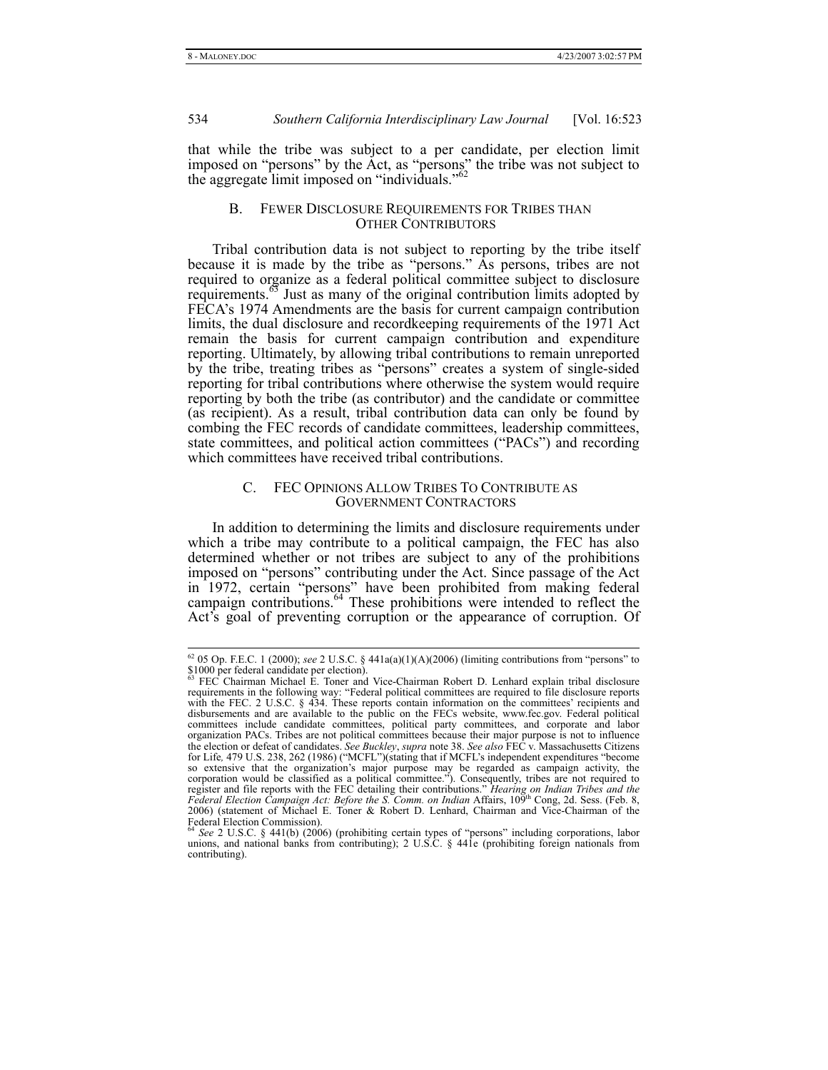that while the tribe was subject to a per candidate, per election limit imposed on "persons" by the Act, as "persons" the tribe was not subject to the aggregate limit imposed on "individuals."[62]

### B. Fewer Disclosure Requirements for Tribes than Other Contributors

Tribal contribution data is not subject to reporting by the tribe itself because it is made by the tribe as "persons." As persons, tribes are not required to organize as a federal political committee subject to disclosure requirements.[63] Just as many of the original contribution limits adopted by FECA's 1974 Amendments are the basis for current campaign contribution limits, the dual disclosure and recordkeeping requirements of the 1971 Act remain the basis for current campaign contribution and expenditure reporting. Ultimately, by allowing tribal contributions to remain unreported by the tribe, treating tribes as "persons" creates a system of single-sided reporting for tribal contributions where otherwise the system would require reporting by both the tribe (as contributor) and the candidate or committee (as recipient). As a result, tribal contribution data can only be found by combing the FEC records of candidate committees, leadership committees, state committees, and political action committees ("PACs") and recording which committees have received tribal contributions.

### C. FEC Opinions Allow Tribes To Contribute as Government Contractors

In addition to determining the limits and disclosure requirements under which a tribe may contribute to a political campaign, the FEC has also determined whether or not tribes are subject to any of the prohibitions imposed on "persons" contributing under the Act. Since passage of the Act in 1972, certain "persons" have been prohibited from making federal campaign contributions.[64] These prohibitions were intended to reflect the Act's goal of preventing corruption or the appearance of corruption. Of

---

[62] 05 Op. F.E.C. 1 (2000); *see* 2 U.S.C. § 441a(a)(1)(A)(2006) (limiting contributions from "persons" to $1000 per federal candidate per election).

[63] FEC Chairman Michael E. Toner and Vice-Chairman Robert D. Lenhard explain tribal disclosure requirements in the following way: "Federal political committees are required to file disclosure reports with the FEC. 2 U.S.C. § 434. These reports contain information on the committees' recipients and disbursements and are available to the public on the FECs website, www.fec.gov. Federal political committees include candidate committees, political party committees, and corporate and labor organization PACs. Tribes are not political committees because their major purpose is not to influence the election or defeat of candidates. *See Buckley*, *supra* note 38. *See also* FEC v. Massachusetts Citizens for Life*,* 479 U.S. 238, 262 (1986) ("MCFL")(stating that if MCFL's independent expenditures "become so extensive that the organization's major purpose may be regarded as campaign activity, the corporation would be classified as a political committee."). Consequently, tribes are not required to register and file reports with the FEC detailing their contributions." *Hearing on Indian Tribes and the Federal Election Campaign Act: Before the S. Comm. on Indian* Affairs, 109th Cong, 2d. Sess. (Feb. 8, 2006) (statement of Michael E. Toner & Robert D. Lenhard, Chairman and Vice-Chairman of the Federal Election Commission).

[64] *See* 2 U.S.C. § 441(b) (2006) (prohibiting certain types of "persons" including corporations, labor unions, and national banks from contributing); 2 U.S.C. § 441e (prohibiting foreign nationals from contributing).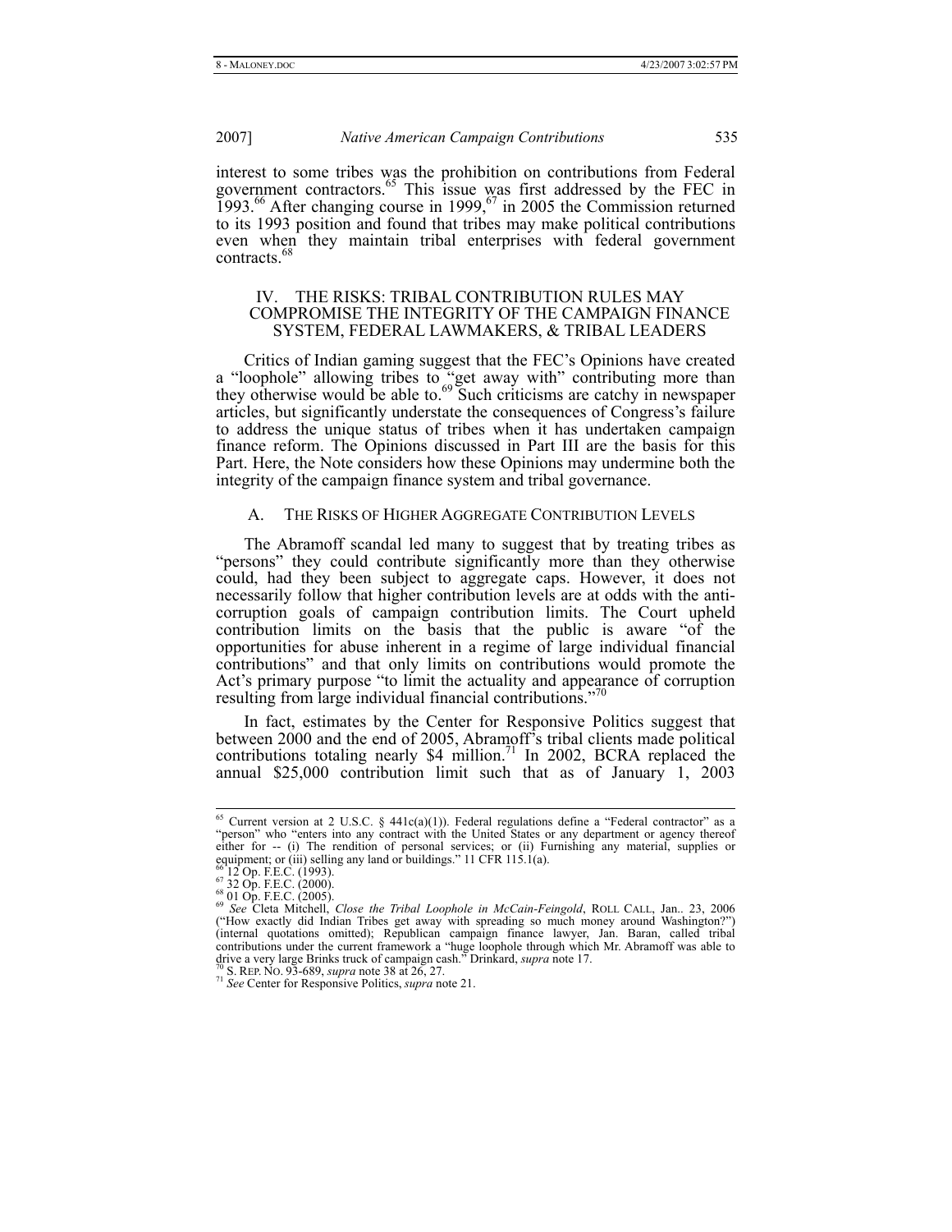interest to some tribes was the prohibition on contributions from Federal government contractors.[65] This issue was first addressed by the FEC in 1993.[66] After changing course in 1999,[67] in 2005 the Commission returned to its 1993 position and found that tribes may make political contributions even when they maintain tribal enterprises with federal government contracts.[68]

## IV. THE RISKS: TRIBAL CONTRIBUTION RULES MAY COMPROMISE THE INTEGRITY OF THE CAMPAIGN FINANCE SYSTEM, FEDERAL LAWMAKERS, & TRIBAL LEADERS

Critics of Indian gaming suggest that the FEC's Opinions have created a "loophole" allowing tribes to "get away with" contributing more than they otherwise would be able to.[69] Such criticisms are catchy in newspaper articles, but significantly understate the consequences of Congress's failure to address the unique status of tribes when it has undertaken campaign finance reform. The Opinions discussed in Part III are the basis for this Part. Here, the Note considers how these Opinions may undermine both the integrity of the campaign finance system and tribal governance.

### A. THE RISKS OF HIGHER AGGREGATE CONTRIBUTION LEVELS

The Abramoff scandal led many to suggest that by treating tribes as "persons" they could contribute significantly more than they otherwise could, had they been subject to aggregate caps. However, it does not necessarily follow that higher contribution levels are at odds with the anti-corruption goals of campaign contribution limits. The Court upheld contribution limits on the basis that the public is aware "of the opportunities for abuse inherent in a regime of large individual financial contributions" and that only limits on contributions would promote the Act's primary purpose "to limit the actuality and appearance of corruption resulting from large individual financial contributions."[70]

In fact, estimates by the Center for Responsive Politics suggest that between 2000 and the end of 2005, Abramoff's tribal clients made political contributions totaling nearly $4 million.[71] In 2002, BCRA replaced the annual $25,000 contribution limit such that as of January 1, 2003

---

[65] Current version at 2 U.S.C. § 441c(a)(1)). Federal regulations define a "Federal contractor" as a "person" who "enters into any contract with the United States or any department or agency thereof either for -- (i) The rendition of personal services; or (ii) Furnishing any material, supplies or equipment; or (iii) selling any land or buildings." 11 CFR 115.1(a).

[66] 12 Op. F.E.C. (1993).

[67] 32 Op. F.E.C. (2000).

[68] 01 Op. F.E.C. (2005).

[69] *See* Cleta Mitchell, *Close the Tribal Loophole in McCain-Feingold*, ROLL CALL, Jan.. 23, 2006 ("How exactly did Indian Tribes get away with spreading so much money around Washington?") (internal quotations omitted); Republican campaign finance lawyer, Jan. Baran, called tribal contributions under the current framework a "huge loophole through which Mr. Abramoff was able to drive a very large Brinks truck of campaign cash." Drinkard, *supra* note 17.

[70] S. REP. NO. 93-689, *supra* note 38 at 26, 27.

[71] *See* Center for Responsive Politics, *supra* note 21.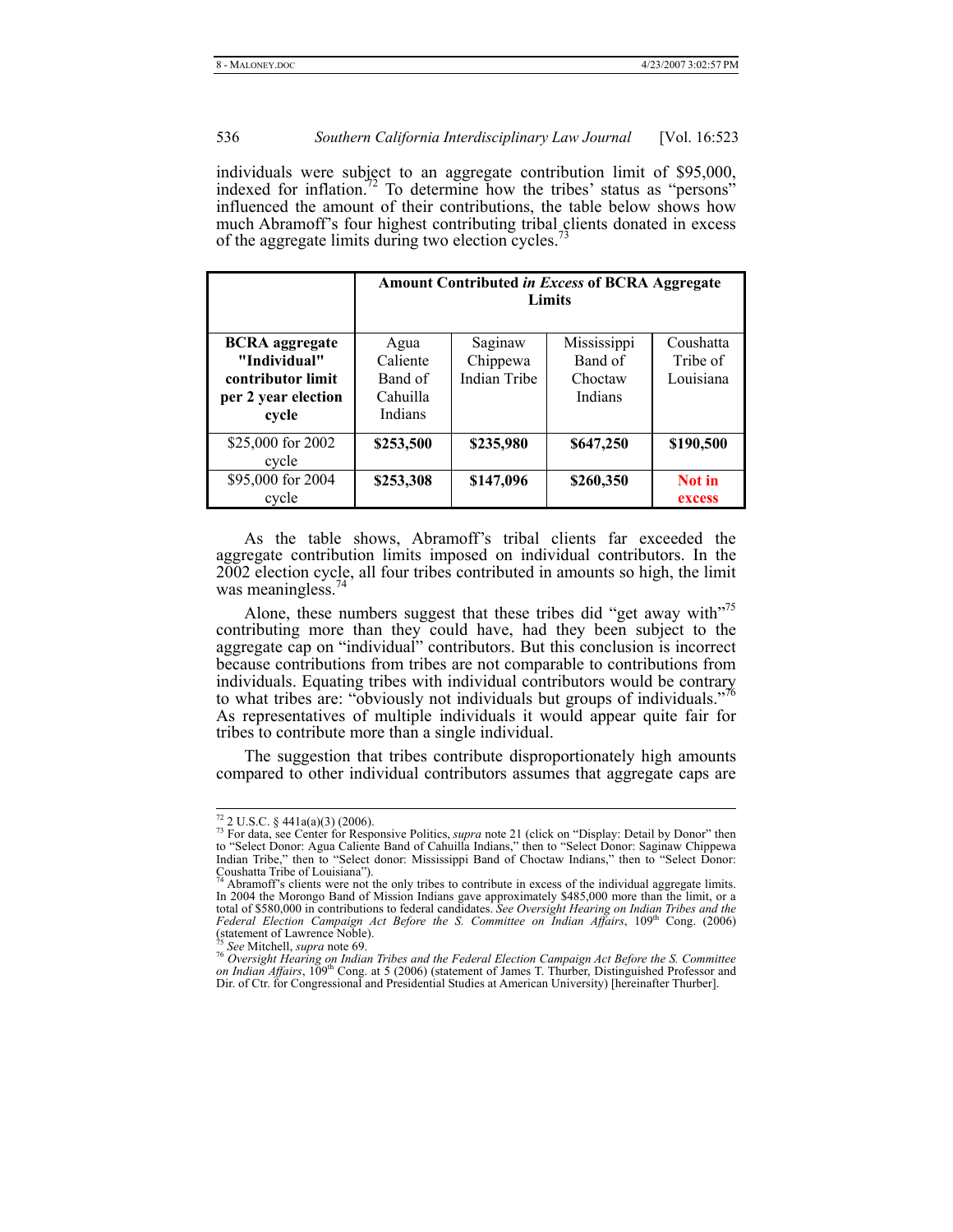individuals were subject to an aggregate contribution limit of $95,000, indexed for inflation.[72] To determine how the tribes' status as "persons" influenced the amount of their contributions, the table below shows how much Abramoff's four highest contributing tribal clients donated in excess of the aggregate limits during two election cycles.[73]

| | **Amount Contributed *in Excess* of BCRA Aggregate Limits** | | | |
|---|---|---|---|---|
| **BCRA aggregate "Individual" contributor limit per 2 year election cycle** | Agua Caliente Band of Cahuilla Indians | Saginaw Chippewa Indian Tribe | Mississippi Band of Choctaw Indians | Coushatta Tribe of Louisiana |
| $25,000 for 2002 cycle | **$253,500** | **$235,980** | **$647,250** | **$190,500** |
| $95,000 for 2004 cycle | **$253,308** | **$147,096** | **$260,350** | **Not in excess** |

As the table shows, Abramoff's tribal clients far exceeded the aggregate contribution limits imposed on individual contributors. In the 2002 election cycle, all four tribes contributed in amounts so high, the limit was meaningless.[74]

Alone, these numbers suggest that these tribes did "get away with"[75] contributing more than they could have, had they been subject to the aggregate cap on "individual" contributors. But this conclusion is incorrect because contributions from tribes are not comparable to contributions from individuals. Equating tribes with individual contributors would be contrary to what tribes are: "obviously not individuals but groups of individuals."[76] As representatives of multiple individuals it would appear quite fair for tribes to contribute more than a single individual.

The suggestion that tribes contribute disproportionately high amounts compared to other individual contributors assumes that aggregate caps are

---

[72] 2 U.S.C. § 441a(a)(3) (2006).

[73] For data, see Center for Responsive Politics, *supra* note 21 (click on "Display: Detail by Donor" then to "Select Donor: Agua Caliente Band of Cahuilla Indians," then to "Select Donor: Saginaw Chippewa Indian Tribe," then to "Select donor: Mississippi Band of Choctaw Indians," then to "Select Donor: Coushatta Tribe of Louisiana").

[74] Abramoff's clients were not the only tribes to contribute in excess of the individual aggregate limits. In 2004 the Morongo Band of Mission Indians gave approximately $485,000 more than the limit, or a total of $580,000 in contributions to federal candidates. *See Oversight Hearing on Indian Tribes and the Federal Election Campaign Act Before the S. Committee on Indian Affairs*, 109th Cong. (2006) (statement of Lawrence Noble).

[75] *See* Mitchell, *supra* note 69.

[76] *Oversight Hearing on Indian Tribes and the Federal Election Campaign Act Before the S. Committee on Indian Affairs*, 109th Cong. at 5 (2006) (statement of James T. Thurber, Distinguished Professor and Dir. of Ctr. for Congressional and Presidential Studies at American University) [hereinafter Thurber].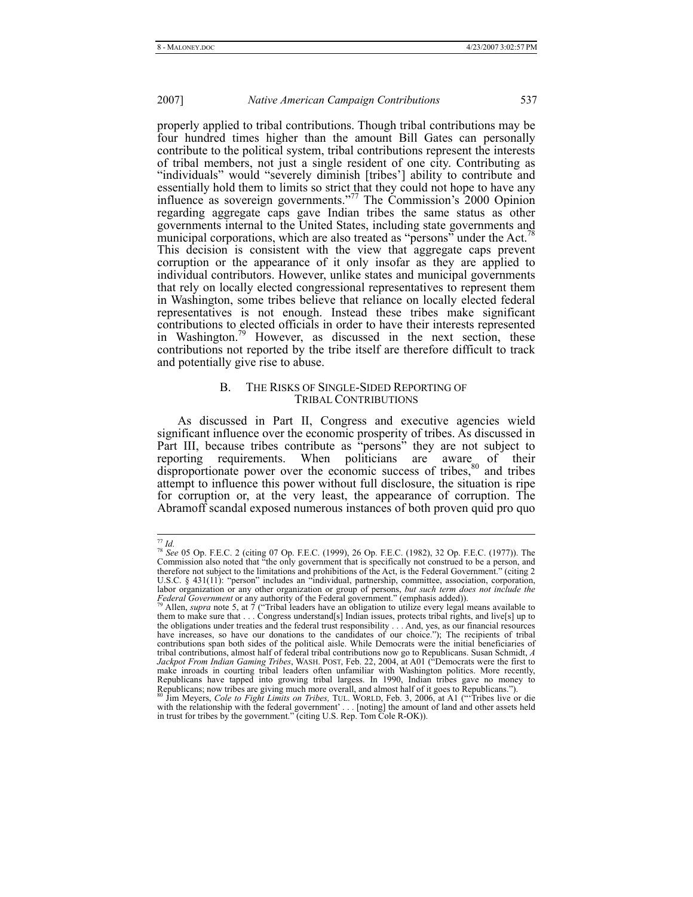properly applied to tribal contributions. Though tribal contributions may be four hundred times higher than the amount Bill Gates can personally contribute to the political system, tribal contributions represent the interests of tribal members, not just a single resident of one city. Contributing as "individuals" would "severely diminish [tribes'] ability to contribute and essentially hold them to limits so strict that they could not hope to have any influence as sovereign governments."[77] The Commission's 2000 Opinion regarding aggregate caps gave Indian tribes the same status as other governments internal to the United States, including state governments and municipal corporations, which are also treated as "persons" under the Act.[78] This decision is consistent with the view that aggregate caps prevent corruption or the appearance of it only insofar as they are applied to individual contributors. However, unlike states and municipal governments that rely on locally elected congressional representatives to represent them in Washington, some tribes believe that reliance on locally elected federal representatives is not enough. Instead these tribes make significant contributions to elected officials in order to have their interests represented in Washington.[79] However, as discussed in the next section, these contributions not reported by the tribe itself are therefore difficult to track and potentially give rise to abuse.

## B. The Risks of Single-Sided Reporting of Tribal Contributions

As discussed in Part II, Congress and executive agencies wield significant influence over the economic prosperity of tribes. As discussed in Part III, because tribes contribute as "persons" they are not subject to reporting requirements. When politicians are aware[80] of their disproportionate power over the economic success of tribes, and tribes attempt to influence this power without full disclosure, the situation is ripe for corruption or, at the very least, the appearance of corruption. The Abramoff scandal exposed numerous instances of both proven quid pro quo

---

[77] *Id.*

[78] *See* 05 Op. F.E.C. 2 (citing 07 Op. F.E.C. (1999), 26 Op. F.E.C. (1982), 32 Op. F.E.C. (1977)). The Commission also noted that "the only government that is specifically not construed to be a person, and therefore not subject to the limitations and prohibitions of the Act, is the Federal Government." (citing 2 U.S.C. § 431(11): "person" includes an "individual, partnership, committee, association, corporation, labor organization or any other organization or group of persons, *but such term does not include the Federal Government* or any authority of the Federal government." (emphasis added)).

[79] Allen, *supra* note 5, at 7 ("Tribal leaders have an obligation to utilize every legal means available to them to make sure that . . . Congress understand[s] Indian issues, protects tribal rights, and live[s] up to the obligations under treaties and the federal trust responsibility . . . And, yes, as our financial resources have increases, so have our donations to the candidates of our choice."); The recipients of tribal contributions span both sides of the political aisle. While Democrats were the initial beneficiaries of tribal contributions, almost half of federal tribal contributions now go to Republicans. Susan Schmidt, *A Jackpot From Indian Gaming Tribes*, WASH. POST, Feb. 22, 2004, at A01 ("Democrats were the first to make inroads in courting tribal leaders often unfamiliar with Washington politics. More recently, Republicans have tapped into growing tribal largess. In 1990, Indian tribes gave no money to Republicans; now tribes are giving much more overall, and almost half of it goes to Republicans.").

[80] Jim Meyers, *Cole to Fight Limits on Tribes,* TUL. WORLD, Feb. 3, 2006, at A1 ("'Tribes live or die with the relationship with the federal government' . . . [noting] the amount of land and other assets held in trust for tribes by the government." (citing U.S. Rep. Tom Cole R-OK)).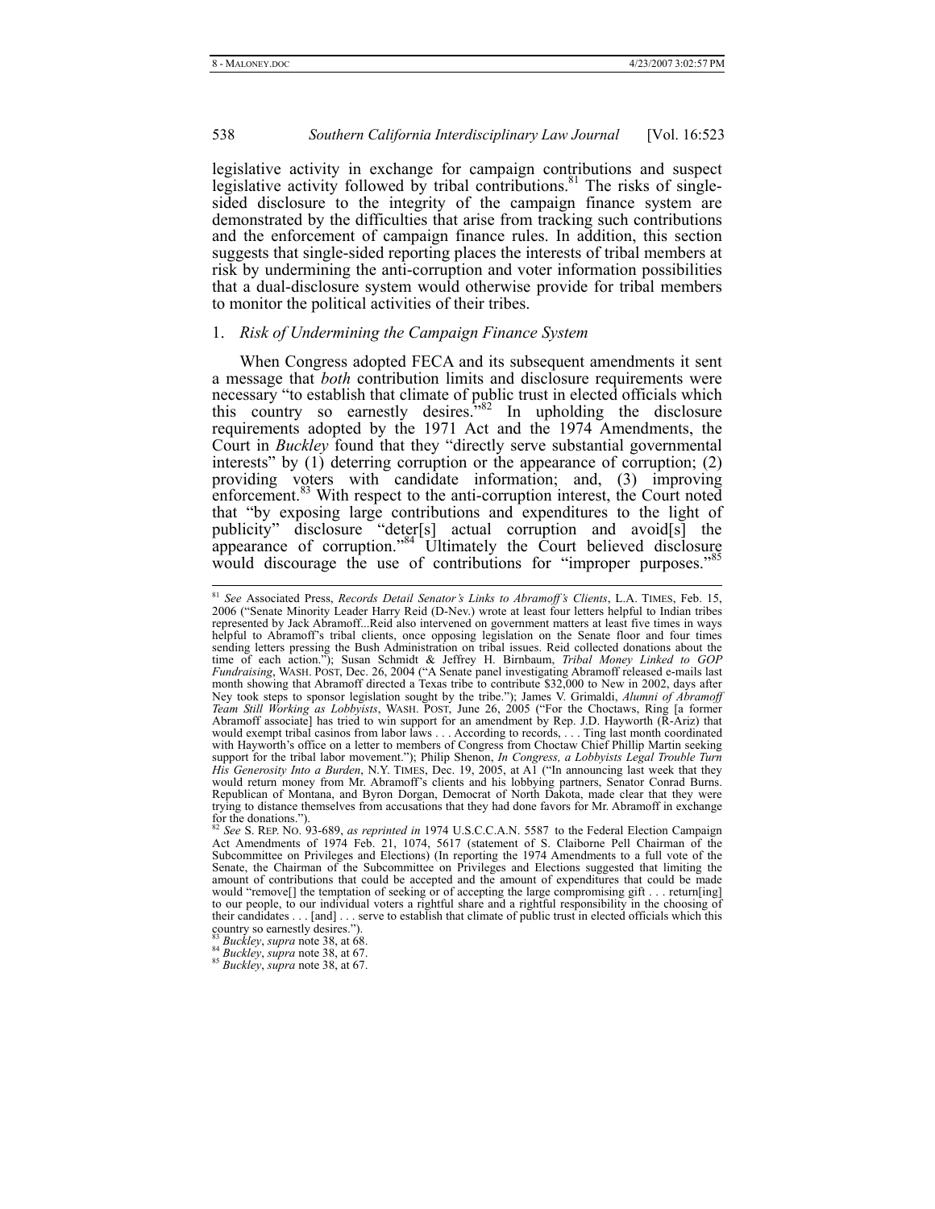legislative activity in exchange for campaign contributions and suspect legislative activity followed by tribal contributions.[81] The risks of single-sided disclosure to the integrity of the campaign finance system are demonstrated by the difficulties that arise from tracking such contributions and the enforcement of campaign finance rules. In addition, this section suggests that single-sided reporting places the interests of tribal members at risk by undermining the anti-corruption and voter information possibilities that a dual-disclosure system would otherwise provide for tribal members to monitor the political activities of their tribes.

### 1. *Risk of Undermining the Campaign Finance System*

When Congress adopted FECA and its subsequent amendments it sent a message that *both* contribution limits and disclosure requirements were necessary "to establish that climate of public trust in elected officials which this country so earnestly desires."[82] In upholding the disclosure requirements adopted by the 1971 Act and the 1974 Amendments, the Court in *Buckley* found that they "directly serve substantial governmental interests" by (1) deterring corruption or the appearance of corruption; (2) providing voters with candidate information; and, (3) improving enforcement.[83] With respect to the anti-corruption interest, the Court noted that "by exposing large contributions and expenditures to the light of publicity" disclosure "deter[s] actual corruption and avoid[s] the appearance of corruption."[84] Ultimately the Court believed disclosure would discourage the use of contributions for "improper purposes."[85]

---

[81] *See* Associated Press, *Records Detail Senator's Links to Abramoff's Clients*, L.A. TIMES, Feb. 15, 2006 ("Senate Minority Leader Harry Reid (D-Nev.) wrote at least four letters helpful to Indian tribes represented by Jack Abramoff...Reid also intervened on government matters at least five times in ways helpful to Abramoff's tribal clients, once opposing legislation on the Senate floor and four times sending letters pressing the Bush Administration on tribal issues. Reid collected donations about the time of each action."); Susan Schmidt & Jeffrey H. Birnbaum, *Tribal Money Linked to GOP Fundraising*, WASH. POST, Dec. 26, 2004 ("A Senate panel investigating Abramoff released e-mails last month showing that Abramoff directed a Texas tribe to contribute $32,000 to New in 2002, days after Ney took steps to sponsor legislation sought by the tribe."); James V. Grimaldi, *Alumni of Abramoff Team Still Working as Lobbyists*, WASH. POST, June 26, 2005 ("For the Choctaws, Ring [a former Abramoff associate] has tried to win support for an amendment by Rep. J.D. Hayworth (R-Ariz) that would exempt tribal casinos from labor laws . . . According to records, . . . Ting last month coordinated with Hayworth's office on a letter to members of Congress from Choctaw Chief Phillip Martin seeking support for the tribal labor movement."); Philip Shenon, *In Congress, a Lobbyists Legal Trouble Turn His Generosity Into a Burden*, N.Y. TIMES, Dec. 19, 2005, at A1 ("In announcing last week that they would return money from Mr. Abramoff's clients and his lobbying partners, Senator Conrad Burns. Republican of Montana, and Byron Dorgan, Democrat of North Dakota, made clear that they were trying to distance themselves from accusations that they had done favors for Mr. Abramoff in exchange for the donations.").

[82] *See* S. REP. NO. 93-689, *as reprinted in* 1974 U.S.C.C.A.N. 5587 to the Federal Election Campaign Act Amendments of 1974 Feb. 21, 1074, 5617 (statement of S. Claiborne Pell Chairman of the Subcommittee on Privileges and Elections) (In reporting the 1974 Amendments to a full vote of the Senate, the Chairman of the Subcommittee on Privileges and Elections suggested that limiting the amount of contributions that could be accepted and the amount of expenditures that could be made would "remove[] the temptation of seeking or of accepting the large compromising gift . . . return[ing] to our people, to our individual voters a rightful share and a rightful responsibility in the choosing of their candidates . . . [and] . . . serve to establish that climate of public trust in elected officials which this country so earnestly desires.").

[83] *Buckley*, *supra* note 38, at 68.

[84] *Buckley*, *supra* note 38, at 67.

[85] *Buckley*, *supra* note 38, at 67.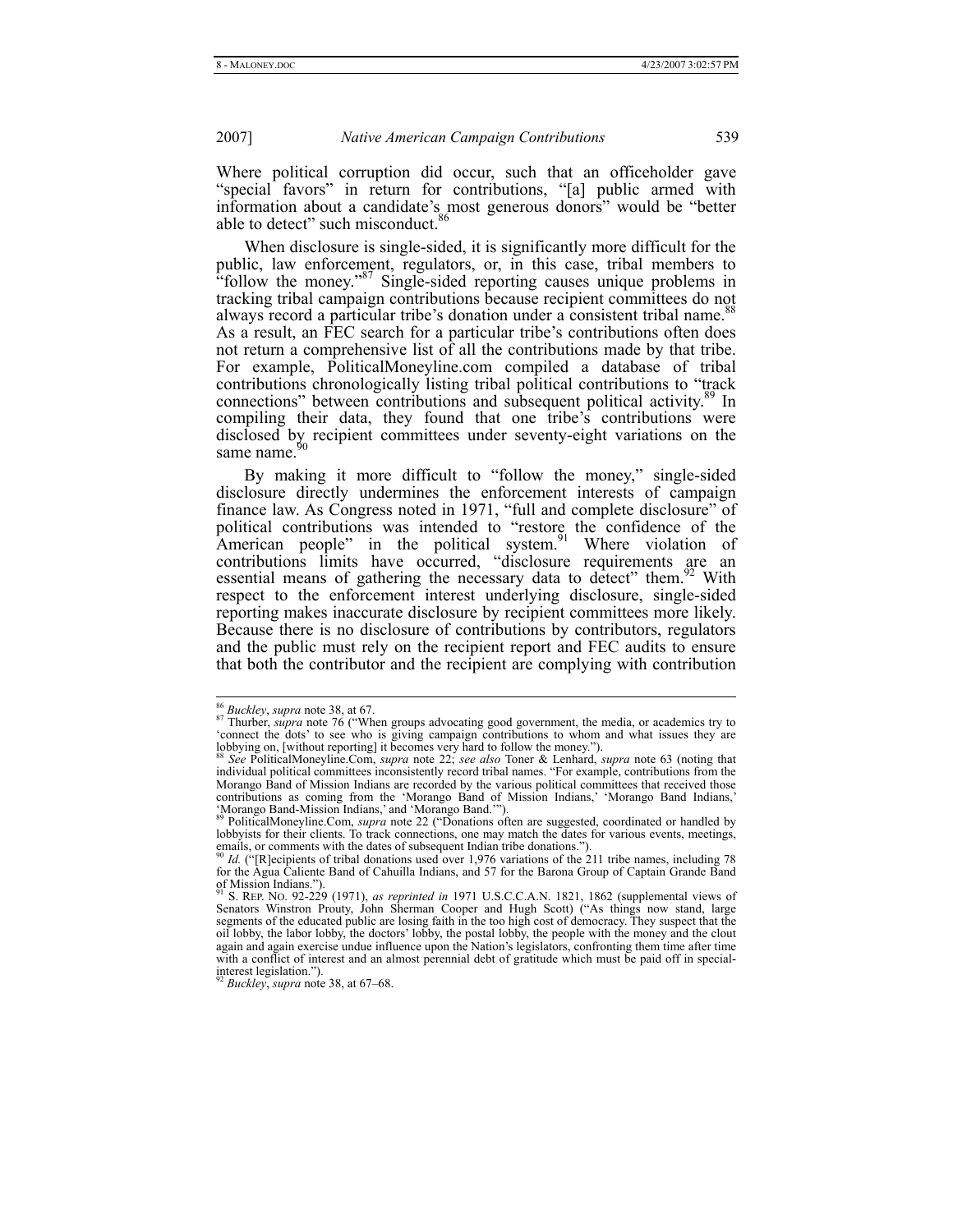Where political corruption did occur, such that an officeholder gave "special favors" in return for contributions, "[a] public armed with information about a candidate's most generous donors" would be "better able to detect" such misconduct.[86]

When disclosure is single-sided, it is significantly more difficult for the public, law enforcement, regulators, or, in this case, tribal members to "follow the money."[87] Single-sided reporting causes unique problems in tracking tribal campaign contributions because recipient committees do not always record a particular tribe's donation under a consistent tribal name.[88] As a result, an FEC search for a particular tribe's contributions often does not return a comprehensive list of all the contributions made by that tribe. For example, PoliticalMoneyline.com compiled a database of tribal contributions chronologically listing tribal political contributions to "track connections" between contributions and subsequent political activity.[89] In compiling their data, they found that one tribe's contributions were disclosed by recipient committees under seventy-eight variations on the same name.[90]

By making it more difficult to "follow the money," single-sided disclosure directly undermines the enforcement interests of campaign finance law. As Congress noted in 1971, "full and complete disclosure" of political contributions was intended to "restore the confidence of the American people" in the political system.[91] Where violation of contributions limits have occurred, "disclosure requirements are an essential means of gathering the necessary data to detect" them.[92] With respect to the enforcement interest underlying disclosure, single-sided reporting makes inaccurate disclosure by recipient committees more likely. Because there is no disclosure of contributions by contributors, regulators and the public must rely on the recipient report and FEC audits to ensure that both the contributor and the recipient are complying with contribution

---

[86] *Buckley*, *supra* note 38, at 67.

[87] Thurber, *supra* note 76 ("When groups advocating good government, the media, or academics try to 'connect the dots' to see who is giving campaign contributions to whom and what issues they are lobbying on, [without reporting] it becomes very hard to follow the money.").

[88] *See* PoliticalMoneyline.Com, *supra* note 22; *see also* Toner & Lenhard, *supra* note 63 (noting that individual political committees inconsistently record tribal names. "For example, contributions from the Morango Band of Mission Indians are recorded by the various political committees that received those contributions as coming from the 'Morango Band of Mission Indians,' 'Morango Band Indians,' 'Morango Band-Mission Indians,' and 'Morango Band.'").

[89] PoliticalMoneyline.Com, *supra* note 22 ("Donations often are suggested, coordinated or handled by lobbyists for their clients. To track connections, one may match the dates for various events, meetings, emails, or comments with the dates of subsequent Indian tribe donations.").

[90] *Id.* ("[R]ecipients of tribal donations used over 1,976 variations of the 211 tribe names, including 78 for the Agua Caliente Band of Cahuilla Indians, and 57 for the Barona Group of Captain Grande Band of Mission Indians.").

[91] S. REP. NO. 92-229 (1971), *as reprinted in* 1971 U.S.C.C.A.N. 1821, 1862 (supplemental views of Senators Winstron Prouty, John Sherman Cooper and Hugh Scott) ("As things now stand, large segments of the educated public are losing faith in the too high cost of democracy. They suspect that the oil lobby, the labor lobby, the doctors' lobby, the postal lobby, the people with the money and the clout again and again exercise undue influence upon the Nation's legislators, confronting them time after time with a conflict of interest and an almost perennial debt of gratitude which must be paid off in special-interest legislation.").

[92] *Buckley*, *supra* note 38, at 67–68.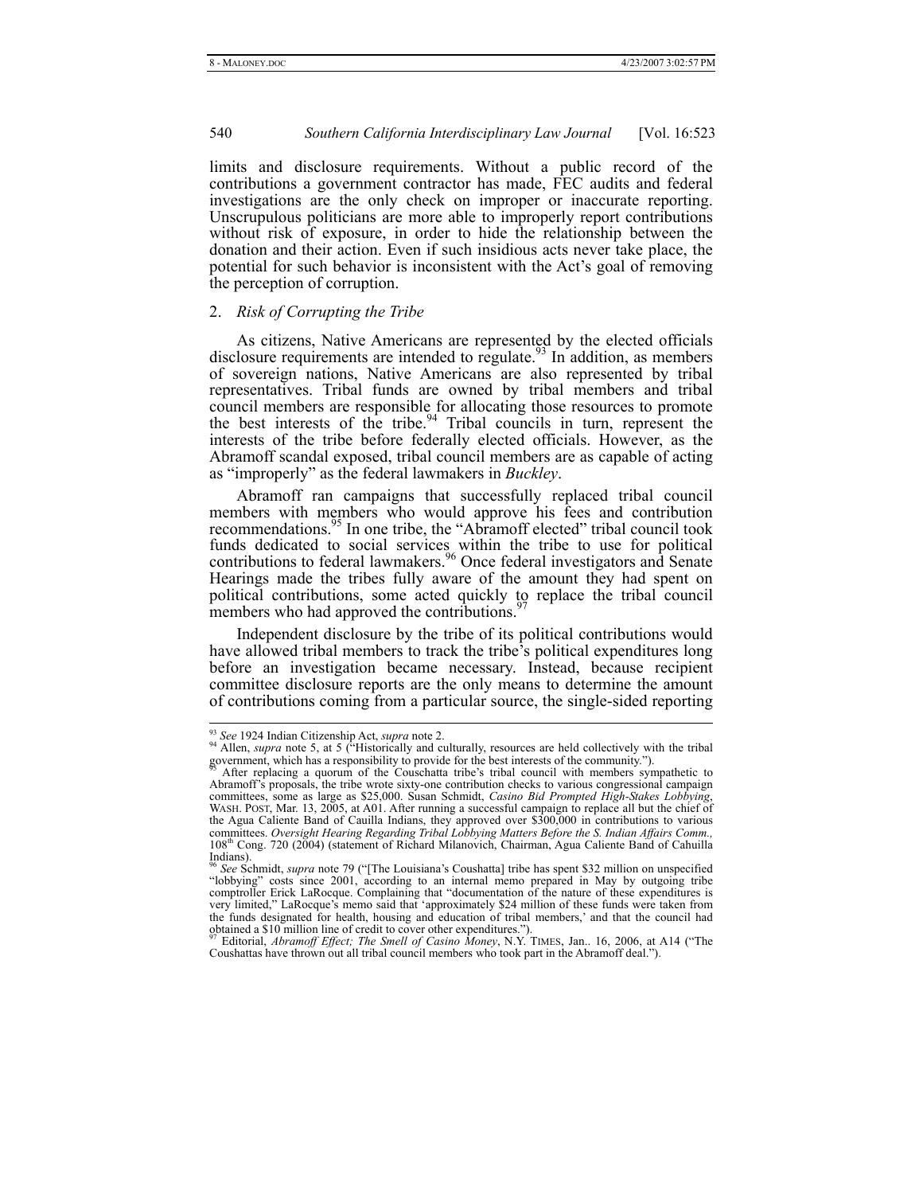limits and disclosure requirements. Without a public record of the contributions a government contractor has made, FEC audits and federal investigations are the only check on improper or inaccurate reporting. Unscrupulous politicians are more able to improperly report contributions without risk of exposure, in order to hide the relationship between the donation and their action. Even if such insidious acts never take place, the potential for such behavior is inconsistent with the Act's goal of removing the perception of corruption.

### 2. *Risk of Corrupting the Tribe*

As citizens, Native Americans are represented by the elected officials disclosure requirements are intended to regulate.[93] In addition, as members of sovereign nations, Native Americans are also represented by tribal representatives. Tribal funds are owned by tribal members and tribal council members are responsible for allocating those resources to promote the best interests of the tribe.[94] Tribal councils in turn, represent the interests of the tribe before federally elected officials. However, as the Abramoff scandal exposed, tribal council members are as capable of acting as "improperly" as the federal lawmakers in *Buckley*.

Abramoff ran campaigns that successfully replaced tribal council members with members who would approve his fees and contribution recommendations.[95] In one tribe, the "Abramoff elected" tribal council took funds dedicated to social services within the tribe to use for political contributions to federal lawmakers.[96] Once federal investigators and Senate Hearings made the tribes fully aware of the amount they had spent on political contributions, some acted quickly to replace the tribal council members who had approved the contributions.[97]

Independent disclosure by the tribe of its political contributions would have allowed tribal members to track the tribe's political expenditures long before an investigation became necessary. Instead, because recipient committee disclosure reports are the only means to determine the amount of contributions coming from a particular source, the single-sided reporting

---

[93] *See* 1924 Indian Citizenship Act, *supra* note 2.

[94] Allen, *supra* note 5, at 5 ("Historically and culturally, resources are held collectively with the tribal government, which has a responsibility to provide for the best interests of the community.").

[95] After replacing a quorum of the Couschatta tribe's tribal council with members sympathetic to Abramoff's proposals, the tribe wrote sixty-one contribution checks to various congressional campaign committees, some as large as $25,000. Susan Schmidt, *Casino Bid Prompted High-Stakes Lobbying*, WASH. POST, Mar. 13, 2005, at A01. After running a successful campaign to replace all but the chief of the Agua Caliente Band of Cauilla Indians, they approved over $300,000 in contributions to various committees. *Oversight Hearing Regarding Tribal Lobbying Matters Before the S. Indian Affairs Comm.,* 108th Cong. 720 (2004) (statement of Richard Milanovich, Chairman, Agua Caliente Band of Cahuilla Indians).

[96] *See* Schmidt, *supra* note 79 ("[The Louisiana's Coushatta] tribe has spent $32 million on unspecified "lobbying" costs since 2001, according to an internal memo prepared in May by outgoing tribe comptroller Erick LaRocque. Complaining that "documentation of the nature of these expenditures is very limited," LaRocque's memo said that 'approximately $24 million of these funds were taken from the funds designated for health, housing and education of tribal members,' and that the council had obtained a $10 million line of credit to cover other expenditures.").

[97] Editorial, *Abramoff Effect; The Smell of Casino Money*, N.Y. TIMES, Jan.. 16, 2006, at A14 ("The Coushattas have thrown out all tribal council members who took part in the Abramoff deal.").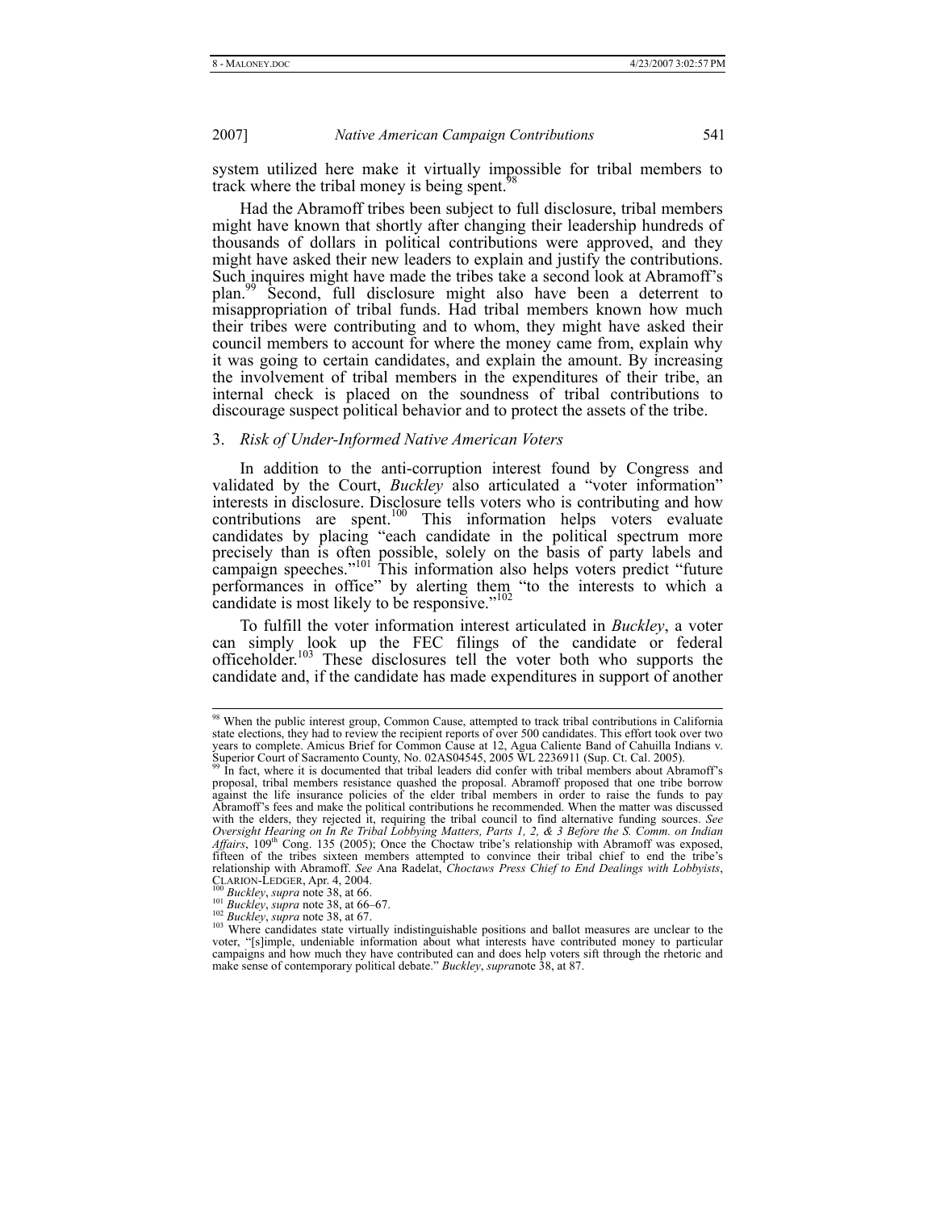system utilized here make it virtually impossible for tribal members to track where the tribal money is being spent.[98]

Had the Abramoff tribes been subject to full disclosure, tribal members might have known that shortly after changing their leadership hundreds of thousands of dollars in political contributions were approved, and they might have asked their new leaders to explain and justify the contributions. Such inquires might have made the tribes take a second look at Abramoff's plan.[99] Second, full disclosure might also have been a deterrent to misappropriation of tribal funds. Had tribal members known how much their tribes were contributing and to whom, they might have asked their council members to account for where the money came from, explain why it was going to certain candidates, and explain the amount. By increasing the involvement of tribal members in the expenditures of their tribe, an internal check is placed on the soundness of tribal contributions to discourage suspect political behavior and to protect the assets of the tribe.

### 3. *Risk of Under-Informed Native American Voters*

In addition to the anti-corruption interest found by Congress and validated by the Court, *Buckley* also articulated a "voter information" interests in disclosure. Disclosure tells voters who is contributing and how contributions are spent.[100] This information helps voters evaluate candidates by placing "each candidate in the political spectrum more precisely than is often possible, solely on the basis of party labels and campaign speeches."[101] This information also helps voters predict "future performances in office" by alerting them "to the interests to which a candidate is most likely to be responsive."[102]

To fulfill the voter information interest articulated in *Buckley*, a voter can simply look up the FEC filings of the candidate or federal officeholder.[103] These disclosures tell the voter both who supports the candidate and, if the candidate has made expenditures in support of another

---

[98] When the public interest group, Common Cause, attempted to track tribal contributions in California state elections, they had to review the recipient reports of over 500 candidates. This effort took over two years to complete. Amicus Brief for Common Cause at 12, Agua Caliente Band of Cahuilla Indians v. Superior Court of Sacramento County, No. 02AS04545, 2005 WL 2236911 (Sup. Ct. Cal. 2005).

[99] In fact, where it is documented that tribal leaders did confer with tribal members about Abramoff's proposal, tribal members resistance quashed the proposal. Abramoff proposed that one tribe borrow against the life insurance policies of the elder tribal members in order to raise the funds to pay Abramoff's fees and make the political contributions he recommended. When the matter was discussed with the elders, they rejected it, requiring the tribal council to find alternative funding sources. *See Oversight Hearing on In Re Tribal Lobbying Matters, Parts 1, 2, & 3 Before the S. Comm. on Indian Affairs*, 109th Cong. 135 (2005); Once the Choctaw tribe's relationship with Abramoff was exposed, fifteen of the tribes sixteen members attempted to convince their tribal chief to end the tribe's relationship with Abramoff. *See* Ana Radelat, *Choctaws Press Chief to End Dealings with Lobbyists*, CLARION-LEDGER, Apr. 4, 2004.

[100] *Buckley*, *supra* note 38, at 66.

[101] *Buckley*, *supra* note 38, at 66–67.

[102] *Buckley*, *supra* note 38, at 67.

[103] Where candidates state virtually indistinguishable positions and ballot measures are unclear to the voter, "[s]imple, undeniable information about what interests have contributed money to particular campaigns and how much they have contributed can and does help voters sift through the rhetoric and make sense of contemporary political debate." *Buckley*, *supra*note 38, at 87.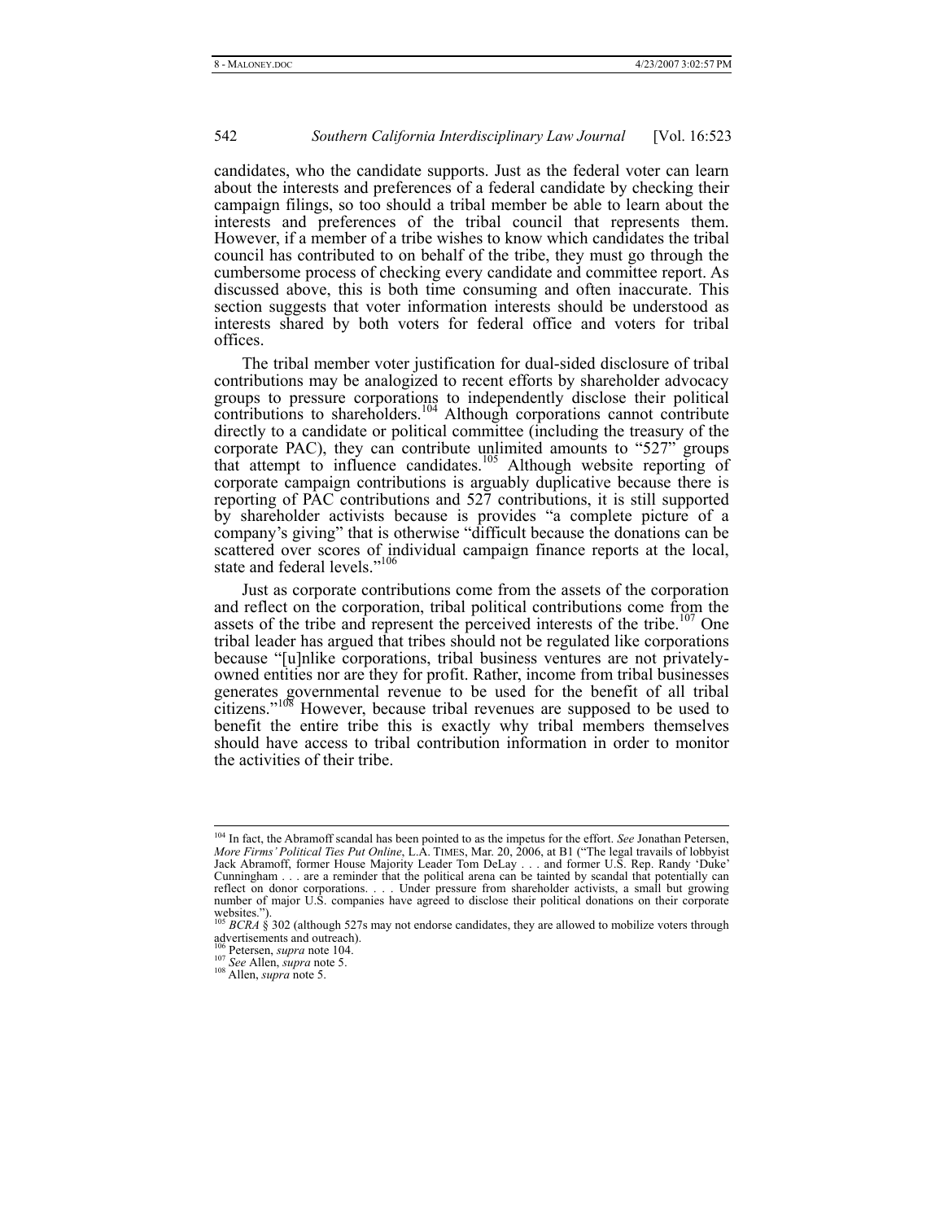candidates, who the candidate supports. Just as the federal voter can learn about the interests and preferences of a federal candidate by checking their campaign filings, so too should a tribal member be able to learn about the interests and preferences of the tribal council that represents them. However, if a member of a tribe wishes to know which candidates the tribal council has contributed to on behalf of the tribe, they must go through the cumbersome process of checking every candidate and committee report. As discussed above, this is both time consuming and often inaccurate. This section suggests that voter information interests should be understood as interests shared by both voters for federal office and voters for tribal offices.

The tribal member voter justification for dual-sided disclosure of tribal contributions may be analogized to recent efforts by shareholder advocacy groups to pressure corporations to independently disclose their political contributions to shareholders.[104] Although corporations cannot contribute directly to a candidate or political committee (including the treasury of the corporate PAC), they can contribute unlimited amounts to "527" groups that attempt to influence candidates.[105] Although website reporting of corporate campaign contributions is arguably duplicative because there is reporting of PAC contributions and 527 contributions, it is still supported by shareholder activists because is provides "a complete picture of a company's giving" that is otherwise "difficult because the donations can be scattered over scores of individual campaign finance reports at the local, state and federal levels."[106]

Just as corporate contributions come from the assets of the corporation and reflect on the corporation, tribal political contributions come from the assets of the tribe and represent the perceived interests of the tribe.[107] One tribal leader has argued that tribes should not be regulated like corporations because "[u]nlike corporations, tribal business ventures are not privately-owned entities nor are they for profit. Rather, income from tribal businesses generates governmental revenue to be used for the benefit of all tribal citizens."[108] However, because tribal revenues are supposed to be used to benefit the entire tribe this is exactly why tribal members themselves should have access to tribal contribution information in order to monitor the activities of their tribe.

---

[104] In fact, the Abramoff scandal has been pointed to as the impetus for the effort. *See* Jonathan Petersen, *More Firms' Political Ties Put Online*, L.A. TIMES, Mar. 20, 2006, at B1 ("The legal travails of lobbyist Jack Abramoff, former House Majority Leader Tom DeLay . . . and former U.S. Rep. Randy 'Duke' Cunningham . . . are a reminder that the political arena can be tainted by scandal that potentially can reflect on donor corporations. . . . Under pressure from shareholder activists, a small but growing number of major U.S. companies have agreed to disclose their political donations on their corporate websites.").

[105] *BCRA* § 302 (although 527s may not endorse candidates, they are allowed to mobilize voters through advertisements and outreach).

[106] Petersen, *supra* note 104.

[107] *See* Allen, *supra* note 5.

[108] Allen, *supra* note 5.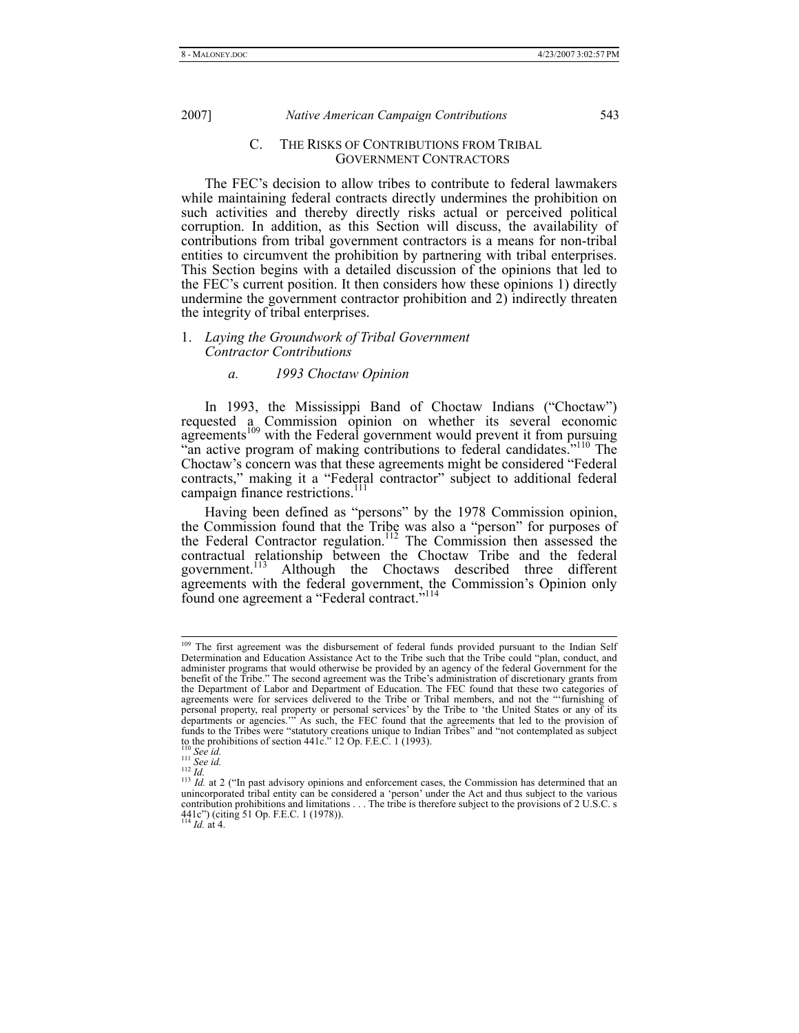### C. The Risks of Contributions from Tribal Government Contractors

The FEC's decision to allow tribes to contribute to federal lawmakers while maintaining federal contracts directly undermines the prohibition on such activities and thereby directly risks actual or perceived political corruption. In addition, as this Section will discuss, the availability of contributions from tribal government contractors is a means for non-tribal entities to circumvent the prohibition by partnering with tribal enterprises. This Section begins with a detailed discussion of the opinions that led to the FEC's current position. It then considers how these opinions 1) directly undermine the government contractor prohibition and 2) indirectly threaten the integrity of tribal enterprises.

#### 1. *Laying the Groundwork of Tribal Government Contractor Contributions*

##### *a. 1993 Choctaw Opinion*

In 1993, the Mississippi Band of Choctaw Indians ("Choctaw") requested a Commission opinion on whether its several economic agreements[109] with the Federal government would prevent it from pursuing "an active program of making contributions to federal candidates."[110] The Choctaw's concern was that these agreements might be considered "Federal contracts," making it a "Federal contractor" subject to additional federal campaign finance restrictions.[111]

Having been defined as "persons" by the 1978 Commission opinion, the Commission found that the Tribe was also a "person" for purposes of the Federal Contractor regulation.[112] The Commission then assessed the contractual relationship between the Choctaw Tribe and the federal government.[113] Although the Choctaws described three different agreements with the federal government, the Commission's Opinion only found one agreement a "Federal contract."[114]

---

[109] The first agreement was the disbursement of federal funds provided pursuant to the Indian Self Determination and Education Assistance Act to the Tribe such that the Tribe could "plan, conduct, and administer programs that would otherwise be provided by an agency of the federal Government for the benefit of the Tribe." The second agreement was the Tribe's administration of discretionary grants from the Department of Labor and Department of Education. The FEC found that these two categories of agreements were for services delivered to the Tribe or Tribal members, and not the "'furnishing of personal property, real property or personal services' by the Tribe to 'the United States or any of its departments or agencies.'" As such, the FEC found that the agreements that led to the provision of funds to the Tribes were "statutory creations unique to Indian Tribes" and "not contemplated as subject to the prohibitions of section 441c." 12 Op. F.E.C. 1 (1993).

[110] *See id.*

[111] *See id.*

[112] *Id.*

[113] *Id.* at 2 ("In past advisory opinions and enforcement cases, the Commission has determined that an unincorporated tribal entity can be considered a 'person' under the Act and thus subject to the various contribution prohibitions and limitations . . . The tribe is therefore subject to the provisions of 2 U.S.C. s 441c") (citing 51 Op. F.E.C. 1 (1978)).

[114] *Id.* at 4.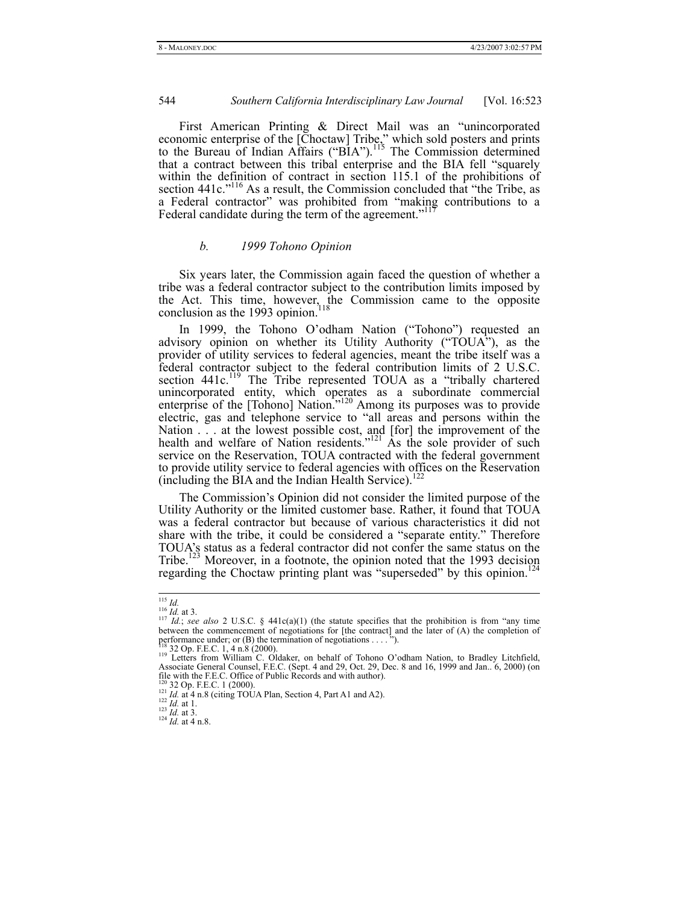First American Printing & Direct Mail was an "unincorporated economic enterprise of the [Choctaw] Tribe," which sold posters and prints to the Bureau of Indian Affairs ("BIA").[115] The Commission determined that a contract between this tribal enterprise and the BIA fell "squarely within the definition of contract in section 115.1 of the prohibitions of section 441c."[116] As a result, the Commission concluded that "the Tribe, as a Federal contractor" was prohibited from "making contributions to a Federal candidate during the term of the agreement."[117]

### *b. 1999 Tohono Opinion*

Six years later, the Commission again faced the question of whether a tribe was a federal contractor subject to the contribution limits imposed by the Act. This time, however, the Commission came to the opposite conclusion as the 1993 opinion.[118]

In 1999, the Tohono O'odham Nation ("Tohono") requested an advisory opinion on whether its Utility Authority ("TOUA"), as the provider of utility services to federal agencies, meant the tribe itself was a federal contractor subject to the federal contribution limits of 2 U.S.C. section 441c.[119] The Tribe represented TOUA as a "tribally chartered unincorporated entity, which operates as a subordinate commercial enterprise of the [Tohono] Nation."[120] Among its purposes was to provide electric, gas and telephone service to "all areas and persons within the Nation . . . at the lowest possible cost, and [for] the improvement of the health and welfare of Nation residents."[121] As the sole provider of such service on the Reservation, TOUA contracted with the federal government to provide utility service to federal agencies with offices on the Reservation (including the BIA and the Indian Health Service).[122]

The Commission's Opinion did not consider the limited purpose of the Utility Authority or the limited customer base. Rather, it found that TOUA was a federal contractor but because of various characteristics it did not share with the tribe, it could be considered a "separate entity." Therefore TOUA's status as a federal contractor did not confer the same status on the Tribe.[123] Moreover, in a footnote, the opinion noted that the 1993 decision regarding the Choctaw printing plant was "superseded" by this opinion.[124]

---

[115] *Id.*

[116] *Id.* at 3.

[117] *Id.*; *see also* 2 U.S.C. § 441c(a)(1) (the statute specifies that the prohibition is from "any time between the commencement of negotiations for [the contract] and the later of (A) the completion of performance under; or (B) the termination of negotiations . . . .").

[118] 32 Op. F.E.C. 1, 4 n.8 (2000).

[119] Letters from William C. Oldaker, on behalf of Tohono O'odham Nation, to Bradley Litchfield, Associate General Counsel, F.E.C. (Sept. 4 and 29, Oct. 29, Dec. 8 and 16, 1999 and Jan.. 6, 2000) (on file with the F.E.C. Office of Public Records and with author).

[120] 32 Op. F.E.C. 1 (2000).

[121] *Id.* at 4 n.8 (citing TOUA Plan, Section 4, Part A1 and A2).

[122] *Id.* at 1.

[123] *Id.* at 3.

[124] *Id.* at 4 n.8.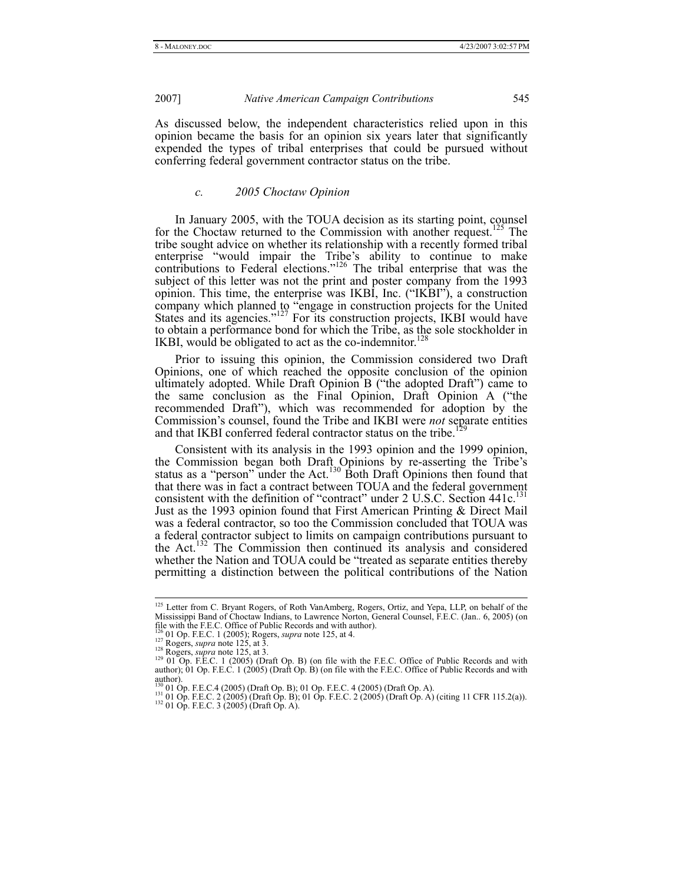As discussed below, the independent characteristics relied upon in this opinion became the basis for an opinion six years later that significantly expended the types of tribal enterprises that could be pursued without conferring federal government contractor status on the tribe.

#### *c. 2005 Choctaw Opinion*

In January 2005, with the TOUA decision as its starting point, counsel for the Choctaw returned to the Commission with another request.[125] The tribe sought advice on whether its relationship with a recently formed tribal enterprise "would impair the Tribe's ability to continue to make contributions to Federal elections."[126] The tribal enterprise that was the subject of this letter was not the print and poster company from the 1993 opinion. This time, the enterprise was IKBI, Inc. ("IKBI"), a construction company which planned to "engage in construction projects for the United States and its agencies."[127] For its construction projects, IKBI would have to obtain a performance bond for which the Tribe, as the sole stockholder in IKBI, would be obligated to act as the co-indemnitor.[128]

Prior to issuing this opinion, the Commission considered two Draft Opinions, one of which reached the opposite conclusion of the opinion ultimately adopted. While Draft Opinion B ("the adopted Draft") came to the same conclusion as the Final Opinion, Draft Opinion A ("the recommended Draft"), which was recommended for adoption by the Commission's counsel, found the Tribe and IKBI were *not* separate entities and that IKBI conferred federal contractor status on the tribe.[129]

Consistent with its analysis in the 1993 opinion and the 1999 opinion, the Commission began both Draft Opinions by re-asserting the Tribe's status as a "person" under the Act.[130] Both Draft Opinions then found that that there was in fact a contract between TOUA and the federal government consistent with the definition of "contract" under 2 U.S.C. Section 441c.[131] Just as the 1993 opinion found that First American Printing & Direct Mail was a federal contractor, so too the Commission concluded that TOUA was a federal contractor subject to limits on campaign contributions pursuant to the Act.[132] The Commission then continued its analysis and considered whether the Nation and TOUA could be "treated as separate entities thereby permitting a distinction between the political contributions of the Nation

---

[125] Letter from C. Bryant Rogers, of Roth VanAmberg, Rogers, Ortiz, and Yepa, LLP, on behalf of the Mississippi Band of Choctaw Indians, to Lawrence Norton, General Counsel, F.E.C. (Jan.. 6, 2005) (on file with the F.E.C. Office of Public Records and with author).

[126] 01 Op. F.E.C. 1 (2005); Rogers, *supra* note 125, at 4.

[127] Rogers, *supra* note 125, at 3.

[128] Rogers, *supra* note 125, at 3.

[129] 01 Op. F.E.C. 1 (2005) (Draft Op. B) (on file with the F.E.C. Office of Public Records and with author); 01 Op. F.E.C. 1 (2005) (Draft Op. B) (on file with the F.E.C. Office of Public Records and with author).

[130] 01 Op. F.E.C.4 (2005) (Draft Op. B); 01 Op. F.E.C. 4 (2005) (Draft Op. A).

[131] 01 Op. F.E.C. 2 (2005) (Draft Op. B); 01 Op. F.E.C. 2 (2005) (Draft Op. A) (citing 11 CFR 115.2(a)).

[132] 01 Op. F.E.C. 3 (2005) (Draft Op. A).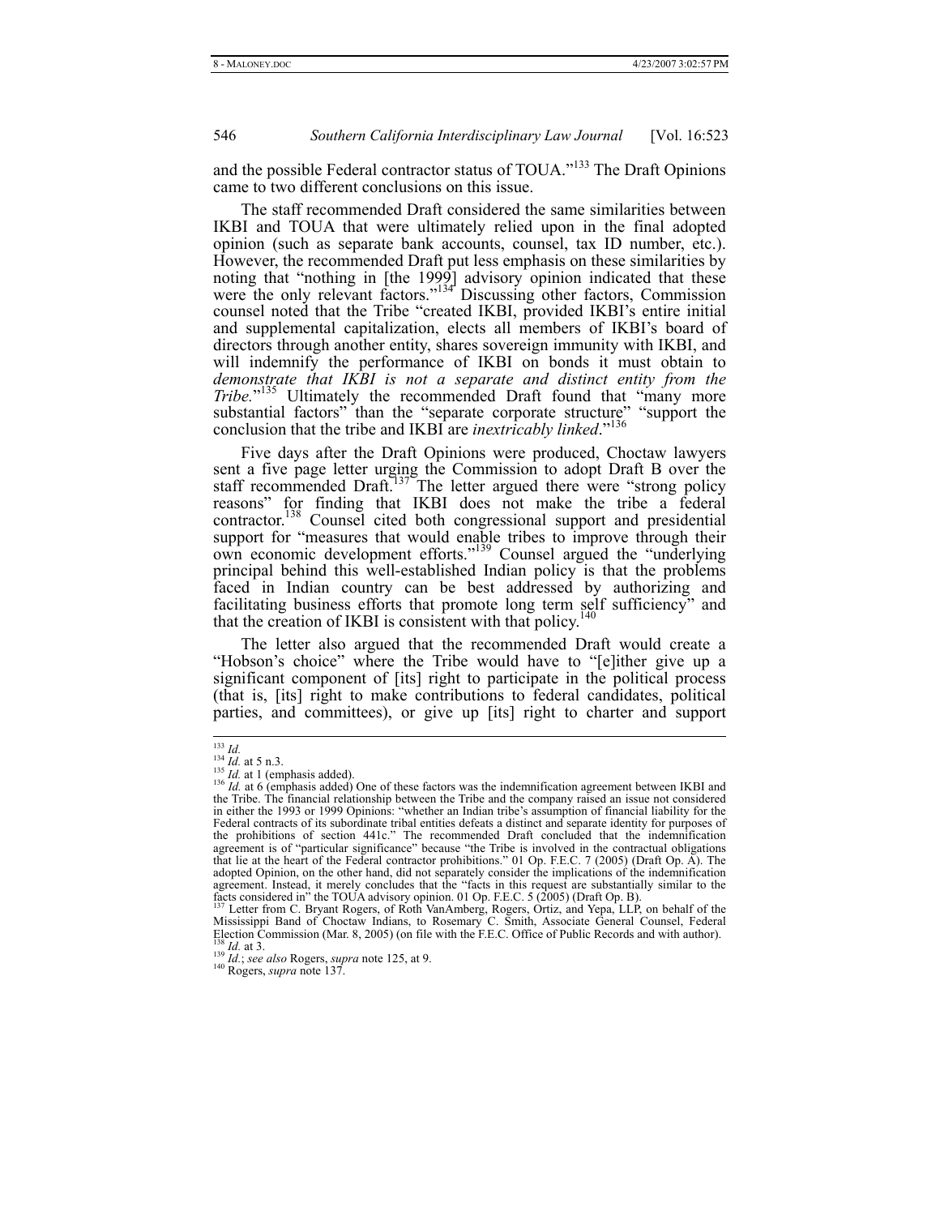and the possible Federal contractor status of TOUA."[133] The Draft Opinions came to two different conclusions on this issue.

The staff recommended Draft considered the same similarities between IKBI and TOUA that were ultimately relied upon in the final adopted opinion (such as separate bank accounts, counsel, tax ID number, etc.). However, the recommended Draft put less emphasis on these similarities by noting that "nothing in [the 1999] advisory opinion indicated that these were the only relevant factors."[134] Discussing other factors, Commission counsel noted that the Tribe "created IKBI, provided IKBI's entire initial and supplemental capitalization, elects all members of IKBI's board of directors through another entity, shares sovereign immunity with IKBI, and will indemnify the performance of IKBI on bonds it must obtain to *demonstrate that IKBI is not a separate and distinct entity from the Tribe.*"[135] Ultimately the recommended Draft found that "many more substantial factors" than the "separate corporate structure" "support the conclusion that the tribe and IKBI are *inextricably linked*."[136]

Five days after the Draft Opinions were produced, Choctaw lawyers sent a five page letter urging the Commission to adopt Draft B over the staff recommended Draft.[137] The letter argued there were "strong policy reasons" for finding that IKBI does not make the tribe a federal contractor.[138] Counsel cited both congressional support and presidential support for "measures that would enable tribes to improve through their own economic development efforts."[139] Counsel argued the "underlying principal behind this well-established Indian policy is that the problems faced in Indian country can be best addressed by authorizing and facilitating business efforts that promote long term self sufficiency" and that the creation of IKBI is consistent with that policy.[140]

The letter also argued that the recommended Draft would create a "Hobson's choice" where the Tribe would have to "[e]ither give up a significant component of [its] right to participate in the political process (that is, [its] right to make contributions to federal candidates, political parties, and committees), or give up [its] right to charter and support

---

[133] *Id.*

[134] *Id.* at 5 n.3.

[135] *Id.* at 1 (emphasis added).

[136] *Id.* at 6 (emphasis added) One of these factors was the indemnification agreement between IKBI and the Tribe. The financial relationship between the Tribe and the company raised an issue not considered in either the 1993 or 1999 Opinions: "whether an Indian tribe's assumption of financial liability for the Federal contracts of its subordinate tribal entities defeats a distinct and separate identity for purposes of the prohibitions of section 441c." The recommended Draft concluded that the indemnification agreement is of "particular significance" because "the Tribe is involved in the contractual obligations that lie at the heart of the Federal contractor prohibitions." 01 Op. F.E.C. 7 (2005) (Draft Op. A). The adopted Opinion, on the other hand, did not separately consider the implications of the indemnification agreement. Instead, it merely concludes that the "facts in this request are substantially similar to the facts considered in" the TOUA advisory opinion. 01 Op. F.E.C. 5 (2005) (Draft Op. B).

[137] Letter from C. Bryant Rogers, of Roth VanAmberg, Rogers, Ortiz, and Yepa, LLP, on behalf of the Mississippi Band of Choctaw Indians, to Rosemary C. Smith, Associate General Counsel, Federal Election Commission (Mar. 8, 2005) (on file with the F.E.C. Office of Public Records and with author).

[138] *Id.* at 3.

[139] *Id.*; *see also* Rogers, *supra* note 125, at 9.

[140] Rogers, *supra* note 137.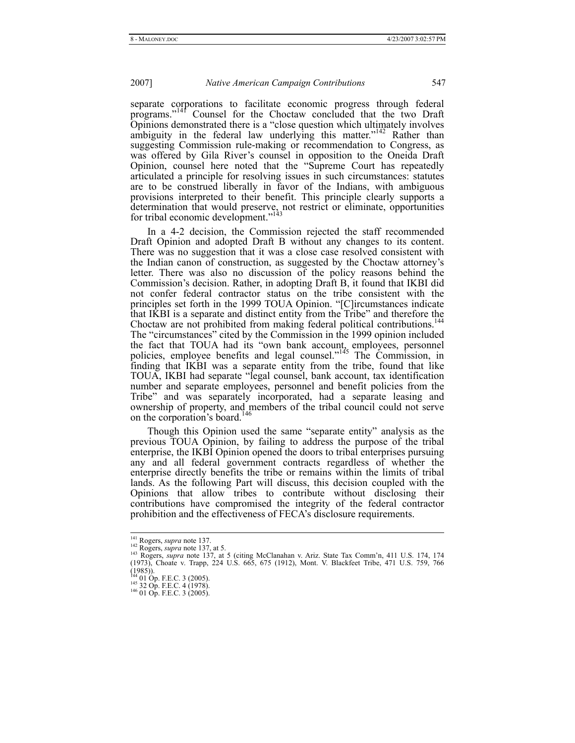separate corporations to facilitate economic progress through federal programs."[141] Counsel for the Choctaw concluded that the two Draft Opinions demonstrated there is a "close question which ultimately involves ambiguity in the federal law underlying this matter."[142] Rather than suggesting Commission rule-making or recommendation to Congress, as was offered by Gila River's counsel in opposition to the Oneida Draft Opinion, counsel here noted that the "Supreme Court has repeatedly articulated a principle for resolving issues in such circumstances: statutes are to be construed liberally in favor of the Indians, with ambiguous provisions interpreted to their benefit. This principle clearly supports a determination that would preserve, not restrict or eliminate, opportunities for tribal economic development."[143]

In a 4-2 decision, the Commission rejected the staff recommended Draft Opinion and adopted Draft B without any changes to its content. There was no suggestion that it was a close case resolved consistent with the Indian canon of construction, as suggested by the Choctaw attorney's letter. There was also no discussion of the policy reasons behind the Commission's decision. Rather, in adopting Draft B, it found that IKBI did not confer federal contractor status on the tribe consistent with the principles set forth in the 1999 TOUA Opinion. "[C]ircumstances indicate that IKBI is a separate and distinct entity from the Tribe" and therefore the Choctaw are not prohibited from making federal political contributions.[144] The "circumstances" cited by the Commission in the 1999 opinion included the fact that TOUA had its "own bank account, employees, personnel policies, employee benefits and legal counsel."[145] The Commission, in finding that IKBI was a separate entity from the tribe, found that like TOUA, IKBI had separate "legal counsel, bank account, tax identification number and separate employees, personnel and benefit policies from the Tribe" and was separately incorporated, had a separate leasing and ownership of property, and members of the tribal council could not serve on the corporation's board.[146]

Though this Opinion used the same "separate entity" analysis as the previous TOUA Opinion, by failing to address the purpose of the tribal enterprise, the IKBI Opinion opened the doors to tribal enterprises pursuing any and all federal government contracts regardless of whether the enterprise directly benefits the tribe or remains within the limits of tribal lands. As the following Part will discuss, this decision coupled with the Opinions that allow tribes to contribute without disclosing their contributions have compromised the integrity of the federal contractor prohibition and the effectiveness of FECA's disclosure requirements.

---

[141] Rogers, *supra* note 137.

[142] Rogers, *supra* note 137, at 5.

[143] Rogers, *supra* note 137, at 5 (citing McClanahan v. Ariz. State Tax Comm'n, 411 U.S. 174, 174 (1973), Choate v. Trapp, 224 U.S. 665, 675 (1912), Mont. V. Blackfeet Tribe, 471 U.S. 759, 766 (1985)).

[144] 01 Op. F.E.C. 3 (2005).

[145] 32 Op. F.E.C. 4 (1978).

[146] 01 Op. F.E.C. 3 (2005).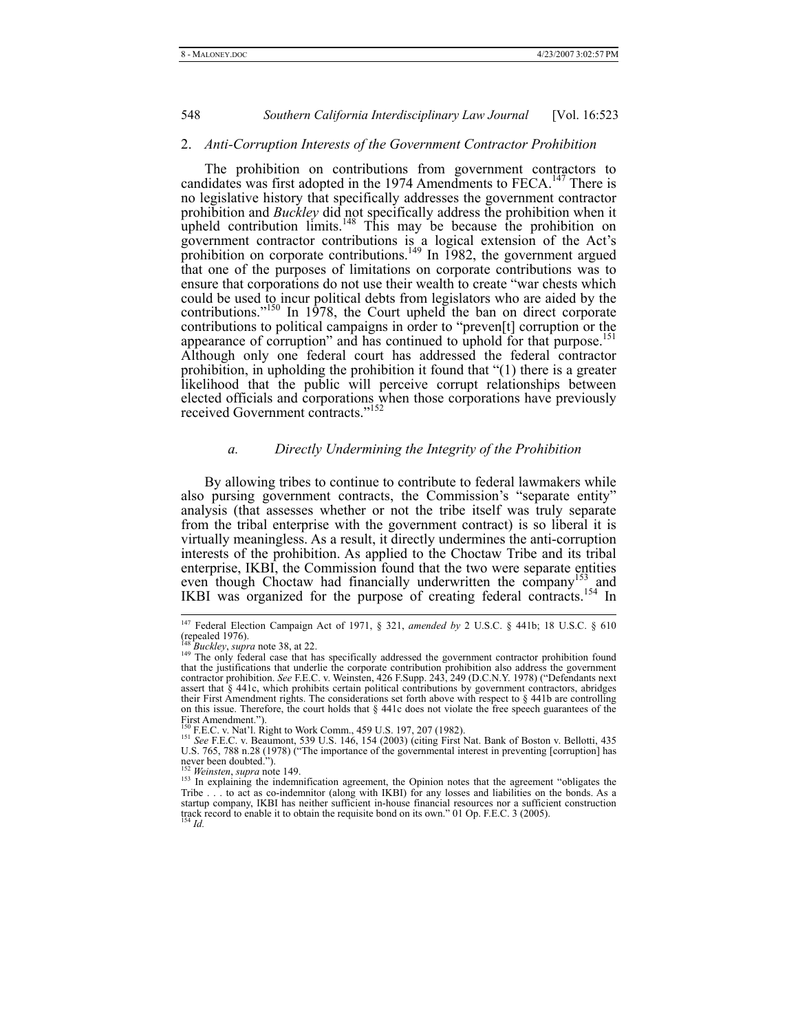### 2. *Anti-Corruption Interests of the Government Contractor Prohibition*

The prohibition on contributions from government contractors to candidates was first adopted in the 1974 Amendments to FECA.[147] There is no legislative history that specifically addresses the government contractor prohibition and *Buckley* did not specifically address the prohibition when it upheld contribution limits.[148] This may be because the prohibition on government contractor contributions is a logical extension of the Act's prohibition on corporate contributions.[149] In 1982, the government argued that one of the purposes of limitations on corporate contributions was to ensure that corporations do not use their wealth to create "war chests which could be used to incur political debts from legislators who are aided by the contributions."[150] In 1978, the Court upheld the ban on direct corporate contributions to political campaigns in order to "preven[t] corruption or the appearance of corruption" and has continued to uphold for that purpose.[151] Although only one federal court has addressed the federal contractor prohibition, in upholding the prohibition it found that "(1) there is a greater likelihood that the public will perceive corrupt relationships between elected officials and corporations when those corporations have previously received Government contracts."[152]

#### *a. Directly Undermining the Integrity of the Prohibition*

By allowing tribes to continue to contribute to federal lawmakers while also pursing government contracts, the Commission's "separate entity" analysis (that assesses whether or not the tribe itself was truly separate from the tribal enterprise with the government contract) is so liberal it is virtually meaningless. As a result, it directly undermines the anti-corruption interests of the prohibition. As applied to the Choctaw Tribe and its tribal enterprise, IKBI, the Commission found that the two were separate entities even though Choctaw had financially underwritten the company[153] and IKBI was organized for the purpose of creating federal contracts.[154] In

---

[147] Federal Election Campaign Act of 1971, § 321, *amended by* 2 U.S.C. § 441b; 18 U.S.C. § 610 (repealed 1976).

[148] *Buckley*, *supra* note 38, at 22.

[149] The only federal case that has specifically addressed the government contractor prohibition found that the justifications that underlie the corporate contribution prohibition also address the government contractor prohibition. *See* F.E.C. v. Weinsten, 426 F.Supp. 243, 249 (D.C.N.Y. 1978) ("Defendants next assert that § 441c, which prohibits certain political contributions by government contractors, abridges their First Amendment rights. The considerations set forth above with respect to § 441b are controlling on this issue. Therefore, the court holds that § 441c does not violate the free speech guarantees of the First Amendment.").

[150] F.E.C. v. Nat'l. Right to Work Comm., 459 U.S. 197, 207 (1982).

[151] *See* F.E.C. v. Beaumont, 539 U.S. 146, 154 (2003) (citing First Nat. Bank of Boston v. Bellotti, 435 U.S. 765, 788 n.28 (1978) ("The importance of the governmental interest in preventing [corruption] has never been doubted.").

[152] *Weinsten*, *supra* note 149.

[153] In explaining the indemnification agreement, the Opinion notes that the agreement "obligates the Tribe . . . to act as co-indemnitor (along with IKBI) for any losses and liabilities on the bonds. As a startup company, IKBI has neither sufficient in-house financial resources nor a sufficient construction track record to enable it to obtain the requisite bond on its own." 01 Op. F.E.C. 3 (2005).

[154] *Id.*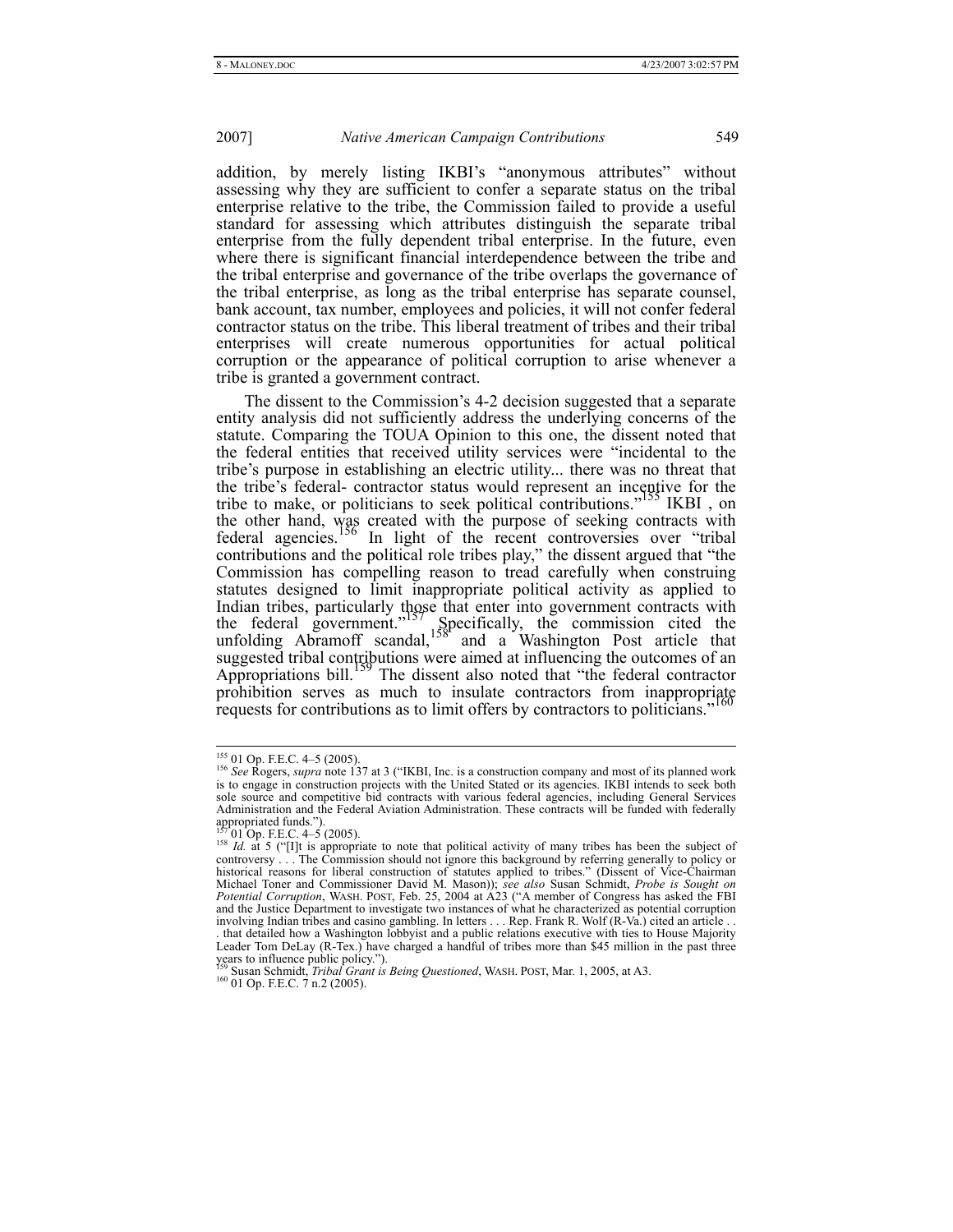addition, by merely listing IKBI's "anonymous attributes" without assessing why they are sufficient to confer a separate status on the tribal enterprise relative to the tribe, the Commission failed to provide a useful standard for assessing which attributes distinguish the separate tribal enterprise from the fully dependent tribal enterprise. In the future, even where there is significant financial interdependence between the tribe and the tribal enterprise and governance of the tribe overlaps the governance of the tribal enterprise, as long as the tribal enterprise has separate counsel, bank account, tax number, employees and policies, it will not confer federal contractor status on the tribe. This liberal treatment of tribes and their tribal enterprises will create numerous opportunities for actual political corruption or the appearance of political corruption to arise whenever a tribe is granted a government contract.

The dissent to the Commission's 4-2 decision suggested that a separate entity analysis did not sufficiently address the underlying concerns of the statute. Comparing the TOUA Opinion to this one, the dissent noted that the federal entities that received utility services were "incidental to the tribe's purpose in establishing an electric utility... there was no threat that the tribe's federal- contractor status would represent an incentive for the tribe to make, or politicians to seek political contributions."[155] IKBI , on the other hand, was created with the purpose of seeking contracts with federal agencies.[156] In light of the recent controversies over "tribal contributions and the political role tribes play," the dissent argued that "the Commission has compelling reason to tread carefully when construing statutes designed to limit inappropriate political activity as applied to Indian tribes, particularly those that enter into government contracts with the federal government."[157] Specifically, the commission cited the unfolding Abramoff scandal,[158] and a Washington Post article that suggested tribal contributions were aimed at influencing the outcomes of an Appropriations bill.[159] The dissent also noted that "the federal contractor prohibition serves as much to insulate contractors from inappropriate requests for contributions as to limit offers by contractors to politicians."[160]

---

[155] 01 Op. F.E.C. 4–5 (2005).

[156] *See* Rogers, *supra* note 137 at 3 ("IKBI, Inc. is a construction company and most of its planned work is to engage in construction projects with the United Stated or its agencies. IKBI intends to seek both sole source and competitive bid contracts with various federal agencies, including General Services Administration and the Federal Aviation Administration. These contracts will be funded with federally appropriated funds.").

[157] 01 Op. F.E.C. 4–5 (2005).

[158] *Id.* at 5 ("[I]t is appropriate to note that political activity of many tribes has been the subject of controversy . . . The Commission should not ignore this background by referring generally to policy or historical reasons for liberal construction of statutes applied to tribes." (Dissent of Vice-Chairman Michael Toner and Commissioner David M. Mason)); *see also* Susan Schmidt, *Probe is Sought on Potential Corruption*, WASH. POST, Feb. 25, 2004 at A23 ("A member of Congress has asked the FBI and the Justice Department to investigate two instances of what he characterized as potential corruption involving Indian tribes and casino gambling. In letters . . . Rep. Frank R. Wolf (R-Va.) cited an article . . . that detailed how a Washington lobbyist and a public relations executive with ties to House Majority Leader Tom DeLay (R-Tex.) have charged a handful of tribes more than $45 million in the past three years to influence public policy.").

[159] Susan Schmidt, *Tribal Grant is Being Questioned*, WASH. POST, Mar. 1, 2005, at A3.

[160] 01 Op. F.E.C. 7 n.2 (2005).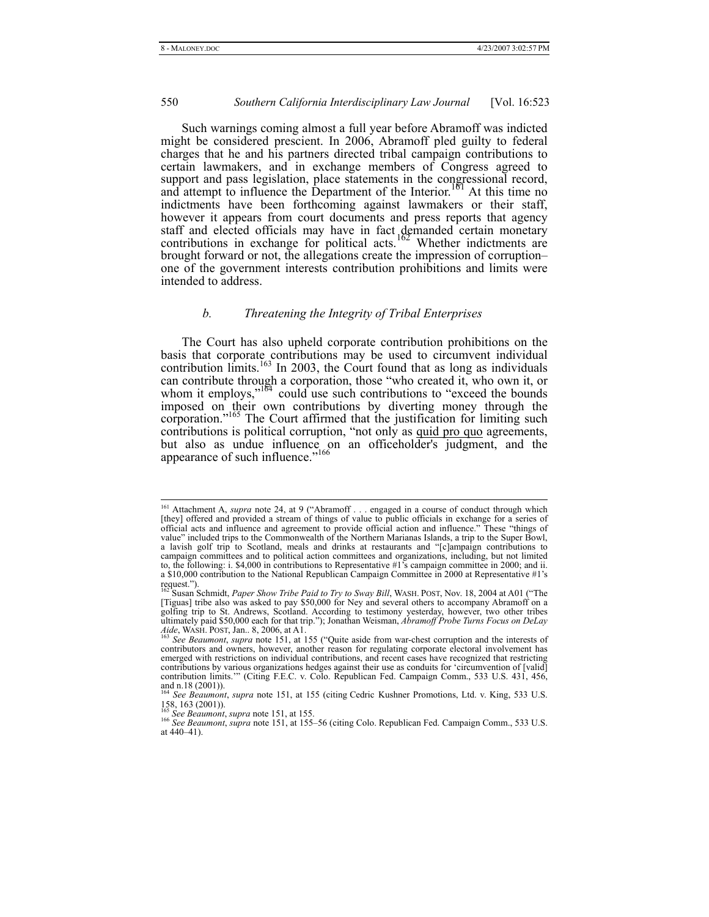Such warnings coming almost a full year before Abramoff was indicted might be considered prescient. In 2006, Abramoff pled guilty to federal charges that he and his partners directed tribal campaign contributions to certain lawmakers, and in exchange members of Congress agreed to support and pass legislation, place statements in the congressional record, and attempt to influence the Department of the Interior.[161] At this time no indictments have been forthcoming against lawmakers or their staff, however it appears from court documents and press reports that agency staff and elected officials may have in fact demanded certain monetary contributions in exchange for political acts.[162] Whether indictments are brought forward or not, the allegations create the impression of corruption–one of the government interests contribution prohibitions and limits were intended to address.

### *b. Threatening the Integrity of Tribal Enterprises*

The Court has also upheld corporate contribution prohibitions on the basis that corporate contributions may be used to circumvent individual contribution limits.[163] In 2003, the Court found that as long as individuals can contribute through a corporation, those "who created it, who own it, or whom it employs,"[164] could use such contributions to "exceed the bounds imposed on their own contributions by diverting money through the corporation."[165] The Court affirmed that the justification for limiting such contributions is political corruption, "not only as quid pro quo agreements, but also as undue influence on an officeholder's judgment, and the appearance of such influence."[166]

---

[161] Attachment A, *supra* note 24, at 9 ("Abramoff . . . engaged in a course of conduct through which [they] offered and provided a stream of things of value to public officials in exchange for a series of official acts and influence and agreement to provide official action and influence." These "things of value" included trips to the Commonwealth of the Northern Marianas Islands, a trip to the Super Bowl, a lavish golf trip to Scotland, meals and drinks at restaurants and "[c]ampaign contributions to campaign committees and to political action committees and organizations, including, but not limited to, the following: i. $4,000 in contributions to Representative #1's campaign committee in 2000; and ii. a $10,000 contribution to the National Republican Campaign Committee in 2000 at Representative #1's request.").

[162] Susan Schmidt, *Paper Show Tribe Paid to Try to Sway Bill*, WASH. POST, Nov. 18, 2004 at A01 ("The [Tiguas] tribe also was asked to pay $50,000 for Ney and several others to accompany Abramoff on a golfing trip to St. Andrews, Scotland. According to testimony yesterday, however, two other tribes ultimately paid $50,000 each for that trip."); Jonathan Weisman, *Abramoff Probe Turns Focus on DeLay Aide*, WASH. POST, Jan.. 8, 2006, at A1.

[163] *See Beaumont*, *supra* note 151, at 155 ("Quite aside from war-chest corruption and the interests of contributors and owners, however, another reason for regulating corporate electoral involvement has emerged with restrictions on individual contributions, and recent cases have recognized that restricting contributions by various organizations hedges against their use as conduits for 'circumvention of [valid] contribution limits.'" (Citing F.E.C. v. Colo. Republican Fed. Campaign Comm., 533 U.S. 431, 456, and n.18 (2001)).

[164] *See Beaumont*, *supra* note 151, at 155 (citing Cedric Kushner Promotions, Ltd. v. King, 533 U.S. 158, 163 (2001)).

[165] *See Beaumont*, *supra* note 151, at 155.

[166] *See Beaumont*, *supra* note 151, at 155–56 (citing Colo. Republican Fed. Campaign Comm., 533 U.S. at 440–41).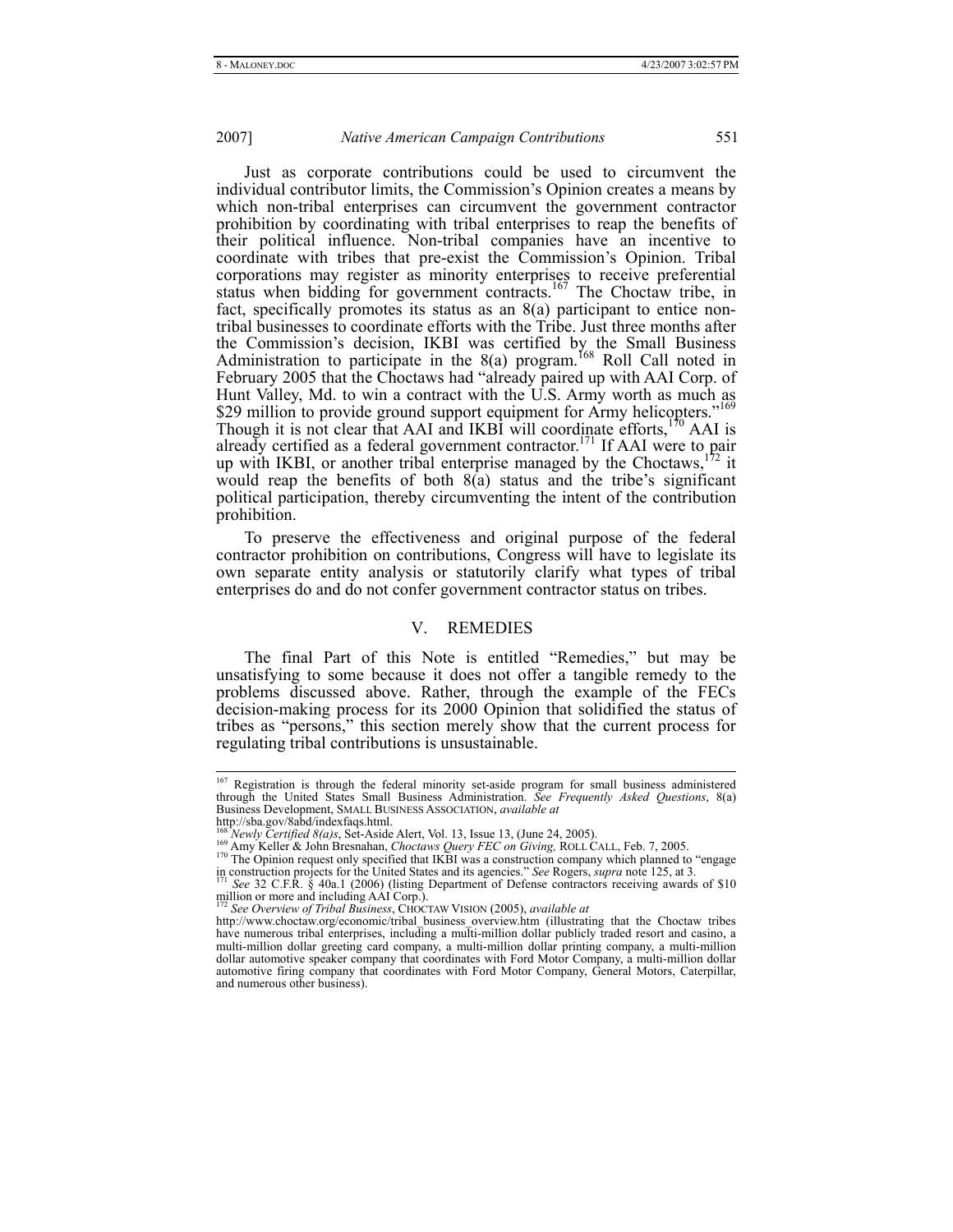Just as corporate contributions could be used to circumvent the individual contributor limits, the Commission's Opinion creates a means by which non-tribal enterprises can circumvent the government contractor prohibition by coordinating with tribal enterprises to reap the benefits of their political influence. Non-tribal companies have an incentive to coordinate with tribes that pre-exist the Commission's Opinion. Tribal corporations may register as minority enterprises to receive preferential status when bidding for government contracts.[167] The Choctaw tribe, in fact, specifically promotes its status as an 8(a) participant to entice non-tribal businesses to coordinate efforts with the Tribe. Just three months after the Commission's decision, IKBI was certified by the Small Business Administration to participate in the 8(a) program.[168] Roll Call noted in February 2005 that the Choctaws had "already paired up with AAI Corp. of Hunt Valley, Md. to win a contract with the U.S. Army worth as much as $29 million to provide ground support equipment for Army helicopters."[169] Though it is not clear that AAI and IKBI will coordinate efforts,[170] AAI is already certified as a federal government contractor.[171] If AAI were to pair up with IKBI, or another tribal enterprise managed by the Choctaws,[172] it would reap the benefits of both 8(a) status and the tribe's significant political participation, thereby circumventing the intent of the contribution prohibition.

To preserve the effectiveness and original purpose of the federal contractor prohibition on contributions, Congress will have to legislate its own separate entity analysis or statutorily clarify what types of tribal enterprises do and do not confer government contractor status on tribes.

## V. REMEDIES

The final Part of this Note is entitled "Remedies," but may be unsatisfying to some because it does not offer a tangible remedy to the problems discussed above. Rather, through the example of the FECs decision-making process for its 2000 Opinion that solidified the status of tribes as "persons," this section merely show that the current process for regulating tribal contributions is unsustainable.

---

[167] Registration is through the federal minority set-aside program for small business administered through the United States Small Business Administration. *See Frequently Asked Questions*, 8(a) Business Development, SMALL BUSINESS ASSOCIATION, *available at* http://sba.gov/8abd/indexfaqs.html.

[168] *Newly Certified 8(a)s*, Set-Aside Alert, Vol. 13, Issue 13, (June 24, 2005).

[169] Amy Keller & John Bresnahan, *Choctaws Query FEC on Giving,* ROLL CALL, Feb. 7, 2005.

[170] The Opinion request only specified that IKBI was a construction company which planned to "engage in construction projects for the United States and its agencies." *See* Rogers, *supra* note 125, at 3.

[171] *See* 32 C.F.R. § 40a.1 (2006) (listing Department of Defense contractors receiving awards of $10 million or more and including AAI Corp.).

[172] *See Overview of Tribal Business*, CHOCTAW VISION (2005), *available at* http://www.choctaw.org/economic/tribal_business_overview.htm (illustrating that the Choctaw tribes have numerous tribal enterprises, including a multi-million dollar publicly traded resort and casino, a multi-million dollar greeting card company, a multi-million dollar printing company, a multi-million dollar automotive speaker company that coordinates with Ford Motor Company, a multi-million dollar automotive firing company that coordinates with Ford Motor Company, General Motors, Caterpillar, and numerous other business).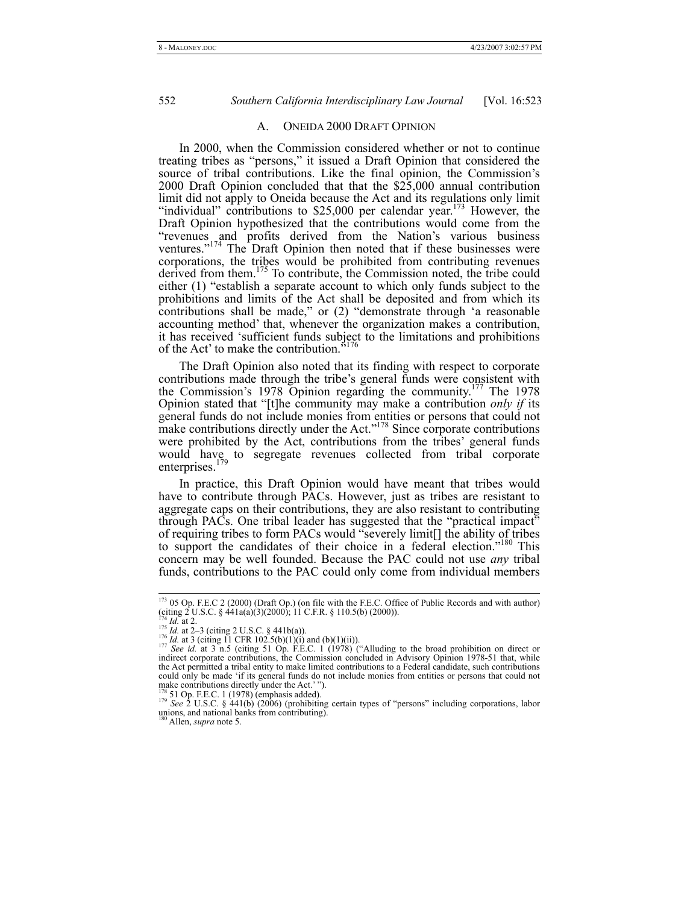## A. ONEIDA 2000 DRAFT OPINION

In 2000, when the Commission considered whether or not to continue treating tribes as "persons," it issued a Draft Opinion that considered the source of tribal contributions. Like the final opinion, the Commission's 2000 Draft Opinion concluded that that the $25,000 annual contribution limit did not apply to Oneida because the Act and its regulations only limit "individual" contributions to $25,000 per calendar year.[173] However, the Draft Opinion hypothesized that the contributions would come from the "revenues and profits derived from the Nation's various business ventures."[174] The Draft Opinion then noted that if these businesses were corporations, the tribes would be prohibited from contributing revenues derived from them.[175] To contribute, the Commission noted, the tribe could either (1) "establish a separate account to which only funds subject to the prohibitions and limits of the Act shall be deposited and from which its contributions shall be made," or (2) "demonstrate through 'a reasonable accounting method' that, whenever the organization makes a contribution, it has received 'sufficient funds subject to the limitations and prohibitions of the Act' to make the contribution."[176]

The Draft Opinion also noted that its finding with respect to corporate contributions made through the tribe's general funds were consistent with the Commission's 1978 Opinion regarding the community.[177] The 1978 Opinion stated that "[t]he community may make a contribution *only if* its general funds do not include monies from entities or persons that could not make contributions directly under the Act."[178] Since corporate contributions were prohibited by the Act, contributions from the tribes' general funds would have to segregate revenues collected from tribal corporate enterprises.[179]

In practice, this Draft Opinion would have meant that tribes would have to contribute through PACs. However, just as tribes are resistant to aggregate caps on their contributions, they are also resistant to contributing through PACs. One tribal leader has suggested that the "practical impact" of requiring tribes to form PACs would "severely limit[] the ability of tribes to support the candidates of their choice in a federal election."[180] This concern may be well founded. Because the PAC could not use *any* tribal funds, contributions to the PAC could only come from individual members

---

[173] 05 Op. F.E.C 2 (2000) (Draft Op.) (on file with the F.E.C. Office of Public Records and with author) (citing 2 U.S.C. § 441a(a)(3)(2000); 11 C.F.R. § 110.5(b) (2000)).

[174] *Id.* at 2.

[175] *Id.* at 2–3 (citing 2 U.S.C. § 441b(a)).

[176] *Id.* at 3 (citing 11 CFR 102.5(b)(1)(i) and (b)(1)(ii)).

[177] *See id.* at 3 n.5 (citing 51 Op. F.E.C. 1 (1978) ("Alluding to the broad prohibition on direct or indirect corporate contributions, the Commission concluded in Advisory Opinion 1978-51 that, while the Act permitted a tribal entity to make limited contributions to a Federal candidate, such contributions could only be made 'if its general funds do not include monies from entities or persons that could not make contributions directly under the Act.' ").

[178] 51 Op. F.E.C. 1 (1978) (emphasis added).

[179] *See* 2 U.S.C. § 441(b) (2006) (prohibiting certain types of "persons" including corporations, labor unions, and national banks from contributing).

[180] Allen, *supra* note 5.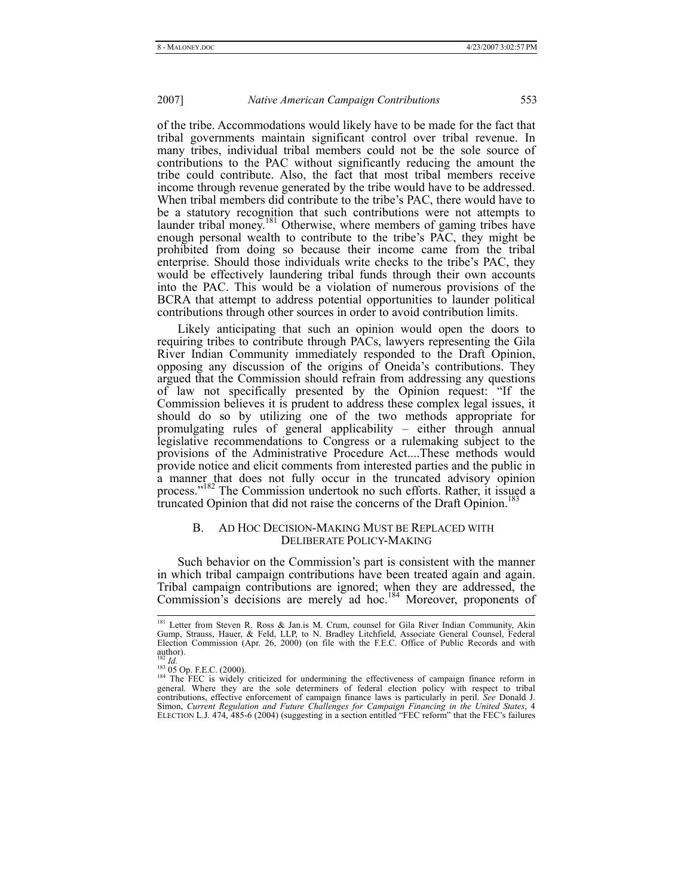of the tribe. Accommodations would likely have to be made for the fact that tribal governments maintain significant control over tribal revenue. In many tribes, individual tribal members could not be the sole source of contributions to the PAC without significantly reducing the amount the tribe could contribute. Also, the fact that most tribal members receive income through revenue generated by the tribe would have to be addressed. When tribal members did contribute to the tribe's PAC, there would have to be a statutory recognition that such contributions were not attempts to launder tribal money.[181] Otherwise, where members of gaming tribes have enough personal wealth to contribute to the tribe's PAC, they might be prohibited from doing so because their income came from the tribal enterprise. Should those individuals write checks to the tribe's PAC, they would be effectively laundering tribal funds through their own accounts into the PAC. This would be a violation of numerous provisions of the BCRA that attempt to address potential opportunities to launder political contributions through other sources in order to avoid contribution limits.

Likely anticipating that such an opinion would open the doors to requiring tribes to contribute through PACs, lawyers representing the Gila River Indian Community immediately responded to the Draft Opinion, opposing any discussion of the origins of Oneida's contributions. They argued that the Commission should refrain from addressing any questions of law not specifically presented by the Opinion request: "If the Commission believes it is prudent to address these complex legal issues, it should do so by utilizing one of the two methods appropriate for promulgating rules of general applicability – either through annual legislative recommendations to Congress or a rulemaking subject to the provisions of the Administrative Procedure Act....These methods would provide notice and elicit comments from interested parties and the public in a manner that does not fully occur in the truncated advisory opinion process."[182] The Commission undertook no such efforts. Rather, it issued a truncated Opinion that did not raise the concerns of the Draft Opinion.[183]

### B. Ad Hoc Decision-Making Must be Replaced with Deliberate Policy-Making

Such behavior on the Commission's part is consistent with the manner in which tribal campaign contributions have been treated again and again. Tribal campaign contributions are ignored; when they are addressed, the Commission's decisions are merely ad hoc.[184] Moreover, proponents of

---

[181] Letter from Steven R. Ross & Jan.is M. Crum, counsel for Gila River Indian Community, Akin Gump, Strauss, Hauer, & Feld, LLP, to N. Bradley Litchfield, Associate General Counsel, Federal Election Commission (Apr. 26, 2000) (on file with the F.E.C. Office of Public Records and with author).

[182] *Id.*

[183] 05 Op. F.E.C. (2000).

[184] The FEC is widely criticized for undermining the effectiveness of campaign finance reform in general. Where they are the sole determiners of federal election policy with respect to tribal contributions, effective enforcement of campaign finance laws is particularly in peril. *See* Donald J. Simon, *Current Regulation and Future Challenges for Campaign Financing in the United States*, 4 ELECTION L.J. 474, 485-6 (2004) (suggesting in a section entitled "FEC reform" that the FEC's failures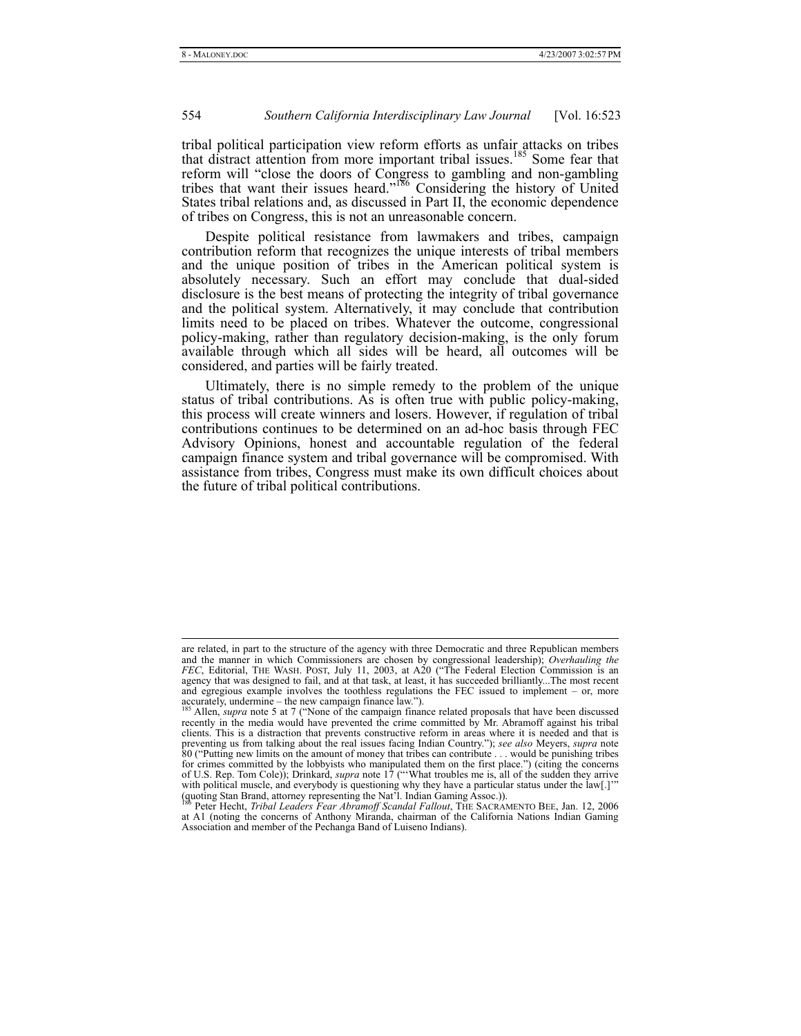tribal political participation view reform efforts as unfair attacks on tribes that distract attention from more important tribal issues.[185] Some fear that reform will "close the doors of Congress to gambling and non-gambling tribes that want their issues heard."[186] Considering the history of United States tribal relations and, as discussed in Part II, the economic dependence of tribes on Congress, this is not an unreasonable concern.

Despite political resistance from lawmakers and tribes, campaign contribution reform that recognizes the unique interests of tribal members and the unique position of tribes in the American political system is absolutely necessary. Such an effort may conclude that dual-sided disclosure is the best means of protecting the integrity of tribal governance and the political system. Alternatively, it may conclude that contribution limits need to be placed on tribes. Whatever the outcome, congressional policy-making, rather than regulatory decision-making, is the only forum available through which all sides will be heard, all outcomes will be considered, and parties will be fairly treated.

Ultimately, there is no simple remedy to the problem of the unique status of tribal contributions. As is often true with public policy-making, this process will create winners and losers. However, if regulation of tribal contributions continues to be determined on an ad-hoc basis through FEC Advisory Opinions, honest and accountable regulation of the federal campaign finance system and tribal governance will be compromised. With assistance from tribes, Congress must make its own difficult choices about the future of tribal political contributions.

---

are related, in part to the structure of the agency with three Democratic and three Republican members and the manner in which Commissioners are chosen by congressional leadership); *Overhauling the FEC*, Editorial, THE WASH. POST, July 11, 2003, at A20 ("The Federal Election Commission is an agency that was designed to fail, and at that task, at least, it has succeeded brilliantly...The most recent and egregious example involves the toothless regulations the FEC issued to implement – or, more accurately, undermine – the new campaign finance law.").

[185] Allen, *supra* note 5 at 7 ("None of the campaign finance related proposals that have been discussed recently in the media would have prevented the crime committed by Mr. Abramoff against his tribal clients. This is a distraction that prevents constructive reform in areas where it is needed and that is preventing us from talking about the real issues facing Indian Country."); *see also* Meyers, *supra* note 80 ("Putting new limits on the amount of money that tribes can contribute . . . would be punishing tribes for crimes committed by the lobbyists who manipulated them on the first place.") (citing the concerns of U.S. Rep. Tom Cole)); Drinkard, *supra* note 17 ("'What troubles me is, all of the sudden they arrive with political muscle, and everybody is questioning why they have a particular status under the law[.]'" (quoting Stan Brand, attorney representing the Nat'l. Indian Gaming Assoc.)).

[186] Peter Hecht, *Tribal Leaders Fear Abramoff Scandal Fallout*, THE SACRAMENTO BEE, Jan. 12, 2006 at A1 (noting the concerns of Anthony Miranda, chairman of the California Nations Indian Gaming Association and member of the Pechanga Band of Luiseno Indians).